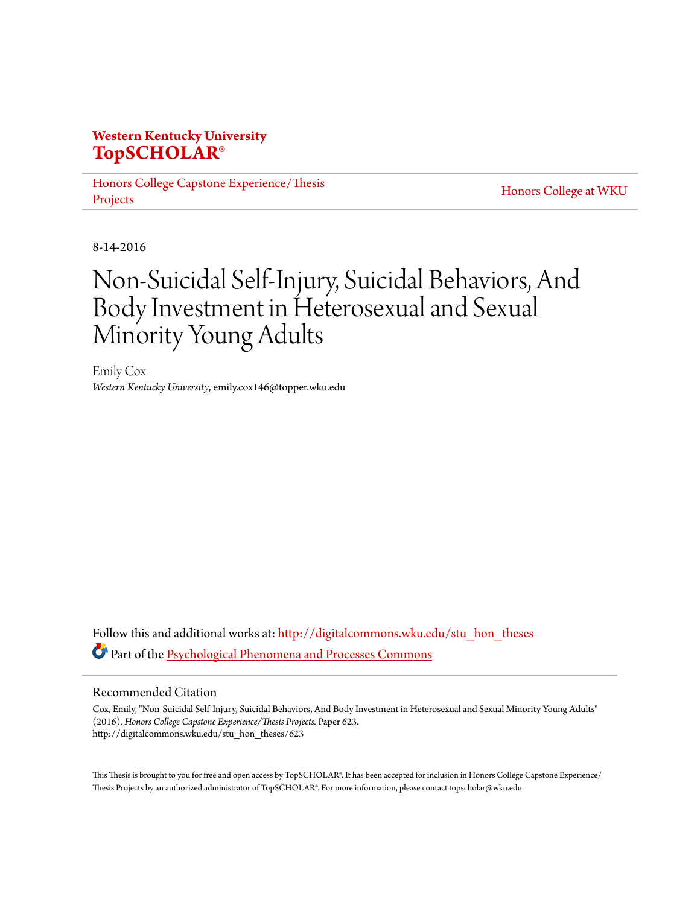**Western Kentucky University**
**TopSCHOLAR®**

Honors College Capstone Experience/Thesis Projects

Honors College at WKU

8-14-2016

# Non-Suicidal Self-Injury, Suicidal Behaviors, And Body Investment in Heterosexual and Sexual Minority Young Adults

Emily Cox
*Western Kentucky University*, emily.cox146@topper.wku.edu

Follow this and additional works at: http://digitalcommons.wku.edu/stu_hon_theses

Part of the Psychological Phenomena and Processes Commons

## Recommended Citation

Cox, Emily, "Non-Suicidal Self-Injury, Suicidal Behaviors, And Body Investment in Heterosexual and Sexual Minority Young Adults" (2016). *Honors College Capstone Experience/Thesis Projects.* Paper 623.
http://digitalcommons.wku.edu/stu_hon_theses/623

This Thesis is brought to you for free and open access by TopSCHOLAR®. It has been accepted for inclusion in Honors College Capstone Experience/Thesis Projects by an authorized administrator of TopSCHOLAR®. For more information, please contact topscholar@wku.edu.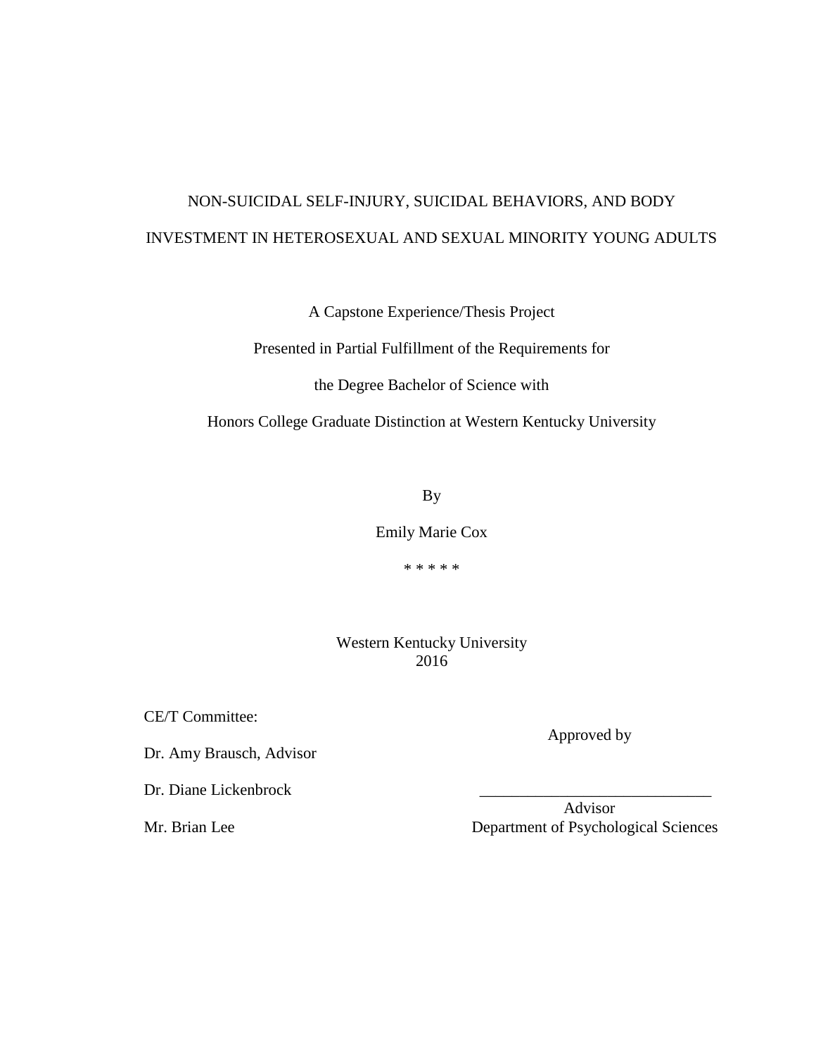# NON-SUICIDAL SELF-INJURY, SUICIDAL BEHAVIORS, AND BODY INVESTMENT IN HETEROSEXUAL AND SEXUAL MINORITY YOUNG ADULTS

A Capstone Experience/Thesis Project

Presented in Partial Fulfillment of the Requirements for

the Degree Bachelor of Science with

Honors College Graduate Distinction at Western Kentucky University

By

Emily Marie Cox

\* \* \* \* \*

Western Kentucky University
2016

CE/T Committee:

Dr. Amy Brausch, Advisor

Dr. Diane Lickenbrock

Mr. Brian Lee

Approved by

_____________________________

Advisor
Department of Psychological Sciences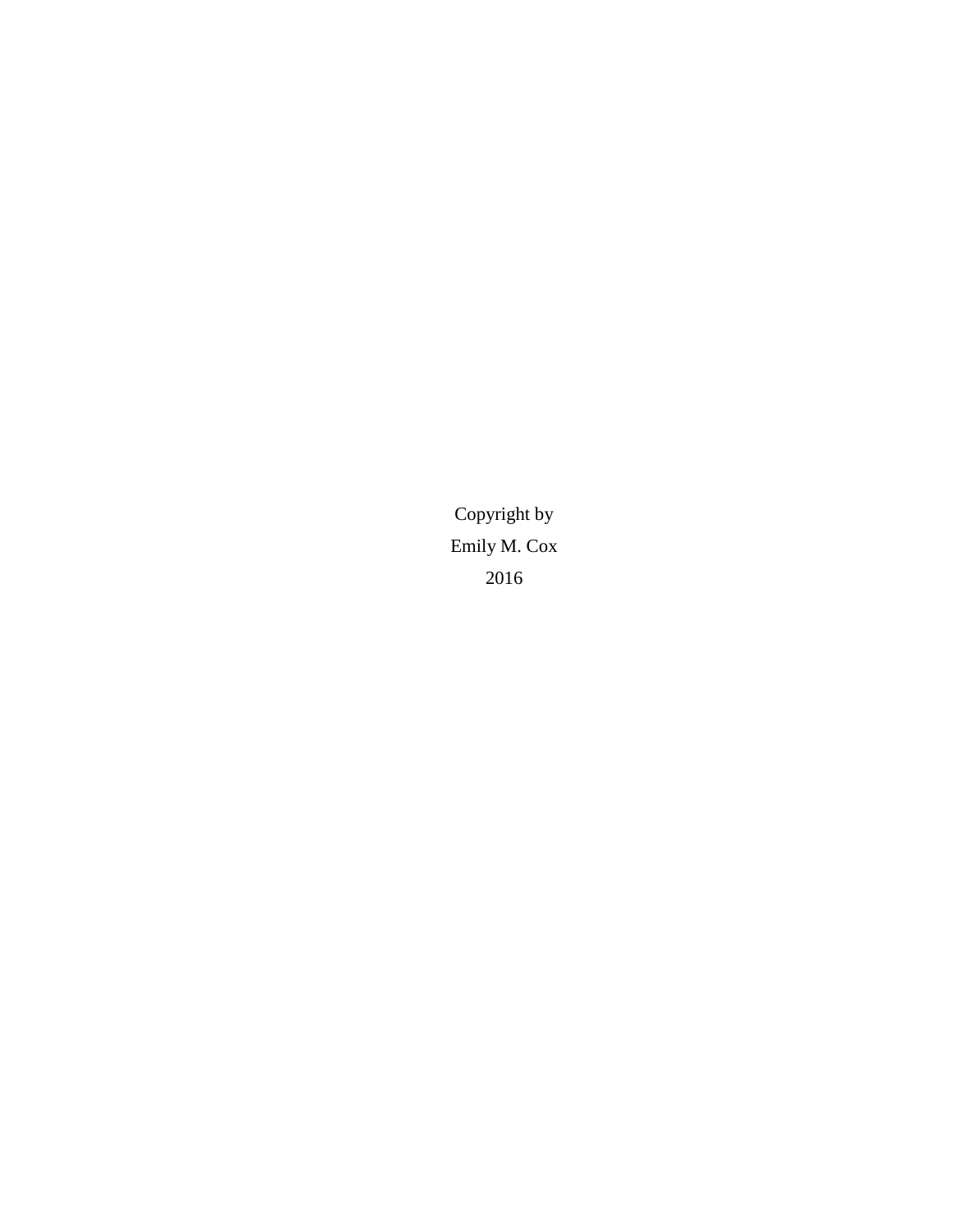Copyright by

Emily M. Cox

2016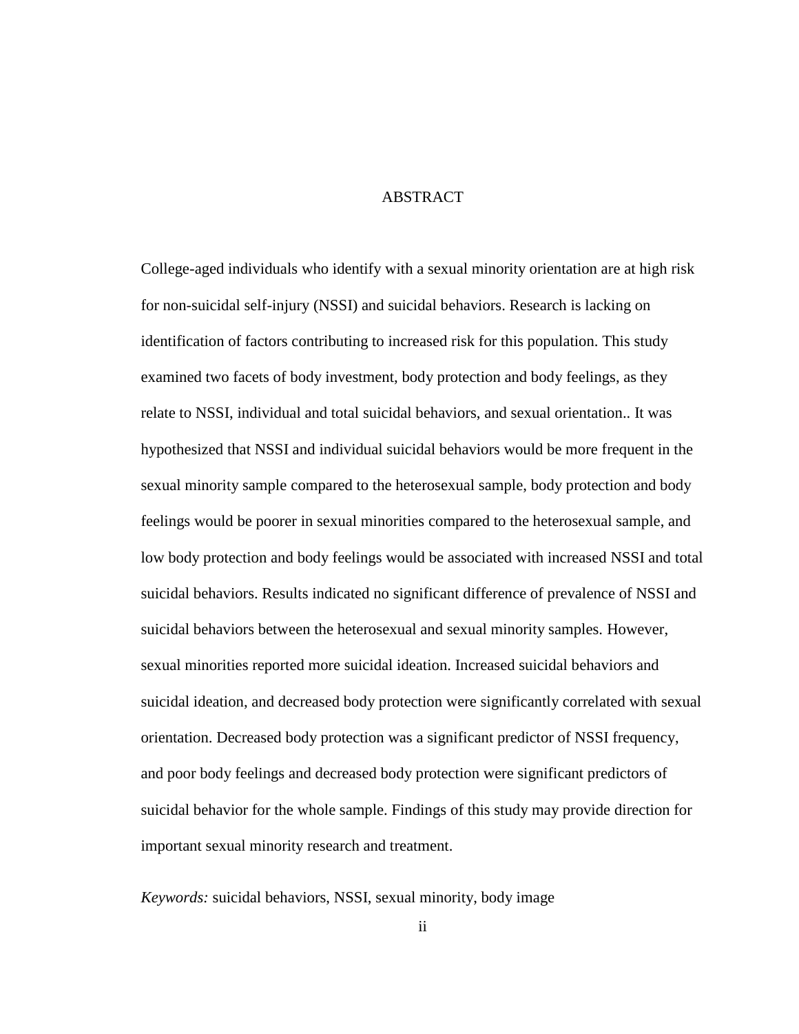# ABSTRACT

College-aged individuals who identify with a sexual minority orientation are at high risk for non-suicidal self-injury (NSSI) and suicidal behaviors. Research is lacking on identification of factors contributing to increased risk for this population. This study examined two facets of body investment, body protection and body feelings, as they relate to NSSI, individual and total suicidal behaviors, and sexual orientation.. It was hypothesized that NSSI and individual suicidal behaviors would be more frequent in the sexual minority sample compared to the heterosexual sample, body protection and body feelings would be poorer in sexual minorities compared to the heterosexual sample, and low body protection and body feelings would be associated with increased NSSI and total suicidal behaviors. Results indicated no significant difference of prevalence of NSSI and suicidal behaviors between the heterosexual and sexual minority samples. However, sexual minorities reported more suicidal ideation. Increased suicidal behaviors and suicidal ideation, and decreased body protection were significantly correlated with sexual orientation. Decreased body protection was a significant predictor of NSSI frequency, and poor body feelings and decreased body protection were significant predictors of suicidal behavior for the whole sample. Findings of this study may provide direction for important sexual minority research and treatment.

*Keywords:* suicidal behaviors, NSSI, sexual minority, body image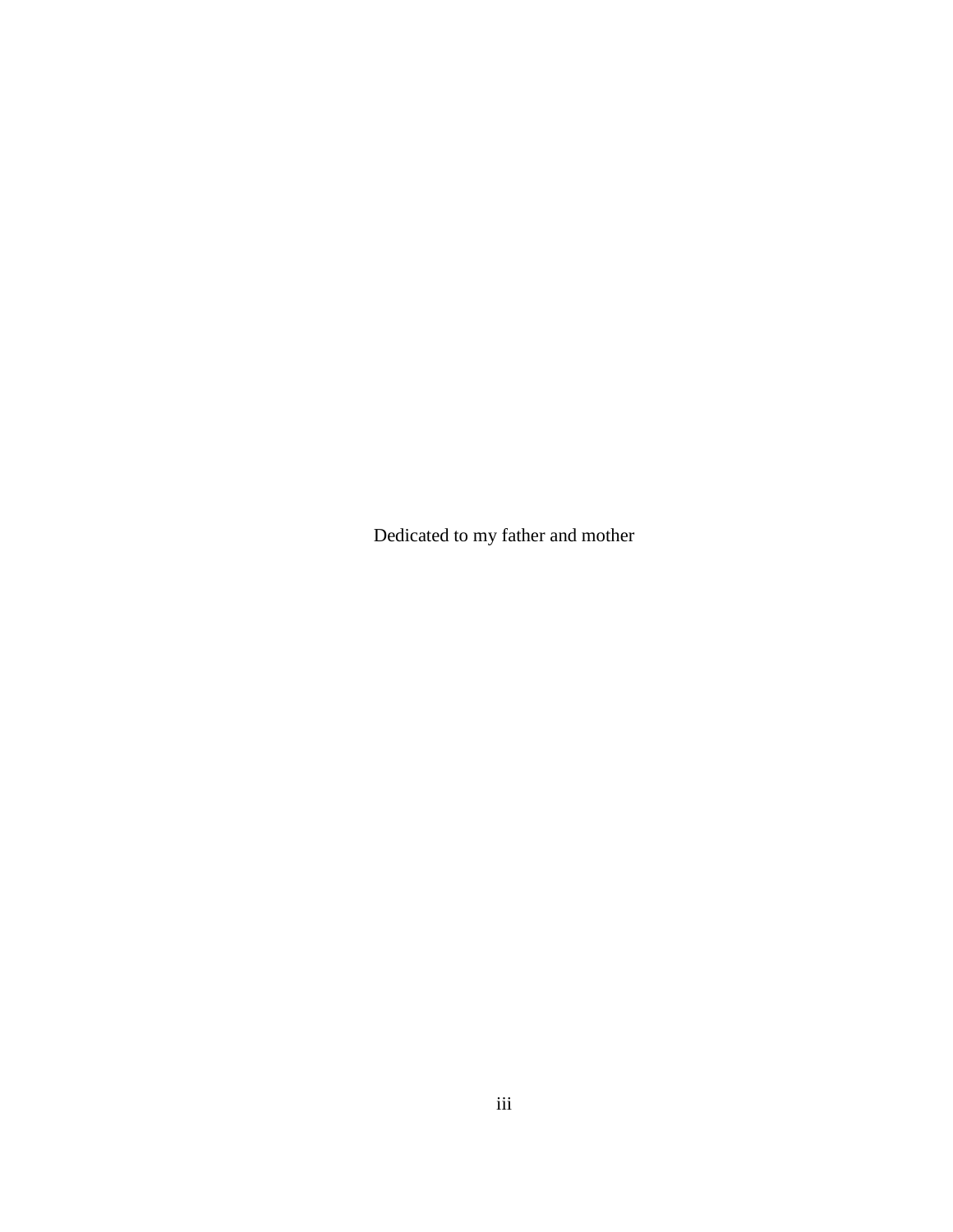Dedicated to my father and mother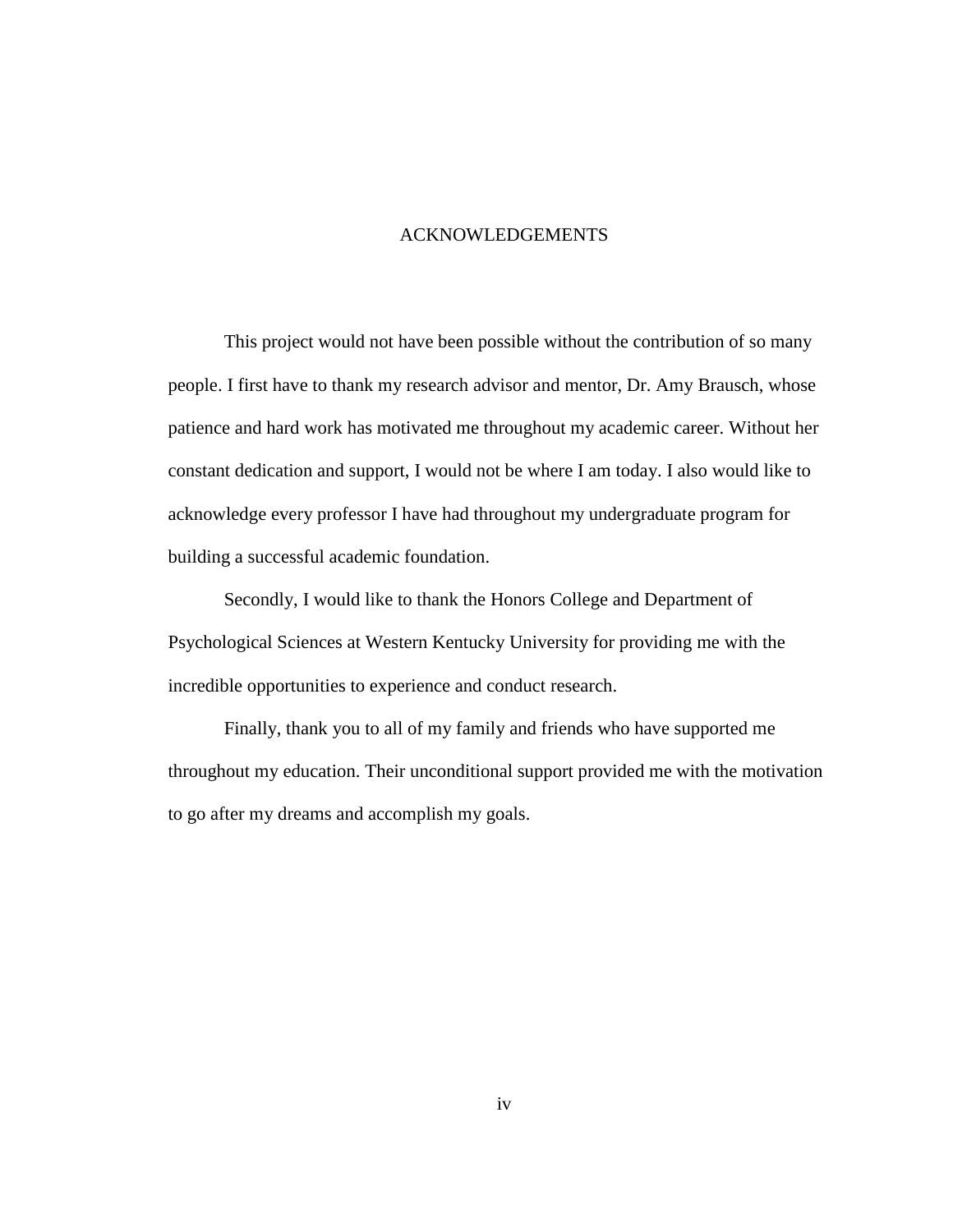# ACKNOWLEDGEMENTS

This project would not have been possible without the contribution of so many people. I first have to thank my research advisor and mentor, Dr. Amy Brausch, whose patience and hard work has motivated me throughout my academic career. Without her constant dedication and support, I would not be where I am today. I also would like to acknowledge every professor I have had throughout my undergraduate program for building a successful academic foundation.

Secondly, I would like to thank the Honors College and Department of Psychological Sciences at Western Kentucky University for providing me with the incredible opportunities to experience and conduct research.

Finally, thank you to all of my family and friends who have supported me throughout my education. Their unconditional support provided me with the motivation to go after my dreams and accomplish my goals.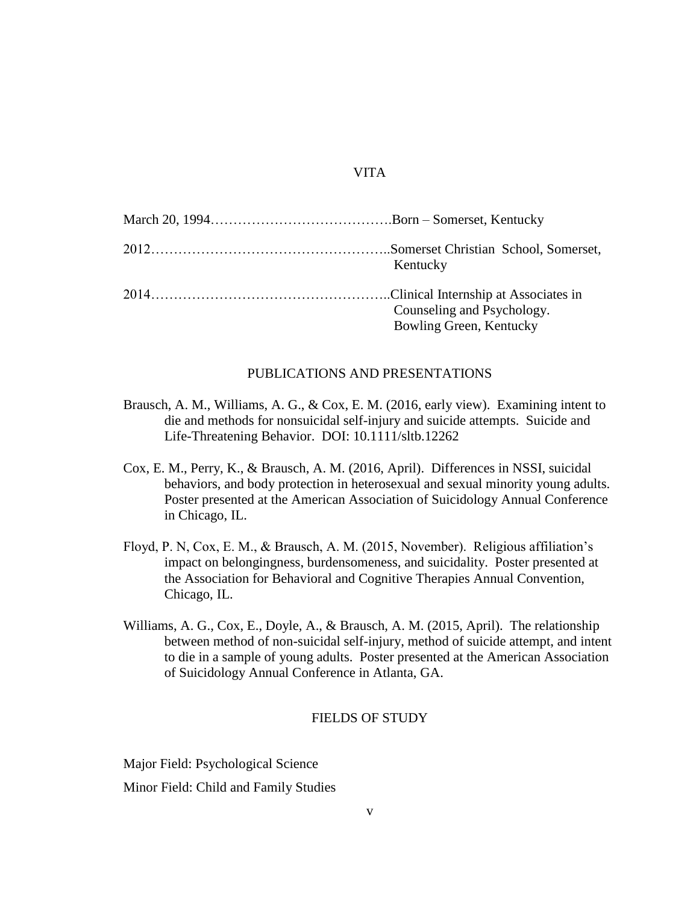# VITA

March 20, 1994………………………………….Born – Somerset, Kentucky

2012……………………………………………..Somerset Christian School, Somerset, Kentucky

2014……………………………………………..Clinical Internship at Associates in Counseling and Psychology. Bowling Green, Kentucky

## PUBLICATIONS AND PRESENTATIONS

Brausch, A. M., Williams, A. G., & Cox, E. M. (2016, early view). Examining intent to die and methods for nonsuicidal self-injury and suicide attempts. Suicide and Life-Threatening Behavior. DOI: 10.1111/sltb.12262

Cox, E. M., Perry, K., & Brausch, A. M. (2016, April). Differences in NSSI, suicidal behaviors, and body protection in heterosexual and sexual minority young adults. Poster presented at the American Association of Suicidology Annual Conference in Chicago, IL.

Floyd, P. N, Cox, E. M., & Brausch, A. M. (2015, November). Religious affiliation's impact on belongingness, burdensomeness, and suicidality. Poster presented at the Association for Behavioral and Cognitive Therapies Annual Convention, Chicago, IL.

Williams, A. G., Cox, E., Doyle, A., & Brausch, A. M. (2015, April). The relationship between method of non-suicidal self-injury, method of suicide attempt, and intent to die in a sample of young adults. Poster presented at the American Association of Suicidology Annual Conference in Atlanta, GA.

## FIELDS OF STUDY

Major Field: Psychological Science

Minor Field: Child and Family Studies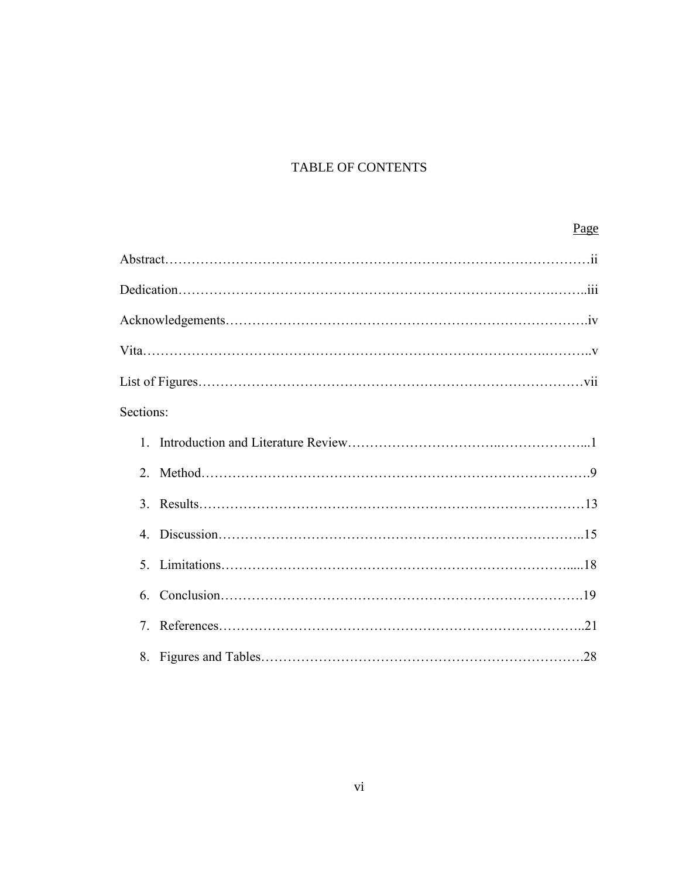# TABLE OF CONTENTS

| | Page |
|---|---|
| Abstract | ii |
| Dedication | iii |
| Acknowledgements | iv |
| Vita | v |
| List of Figures | vii |
| Sections: | |
| 1. Introduction and Literature Review | 1 |
| 2. Method | 9 |
| 3. Results | 13 |
| 4. Discussion | 15 |
| 5. Limitations | 18 |
| 6. Conclusion | 19 |
| 7. References | 21 |
| 8. Figures and Tables | 28 |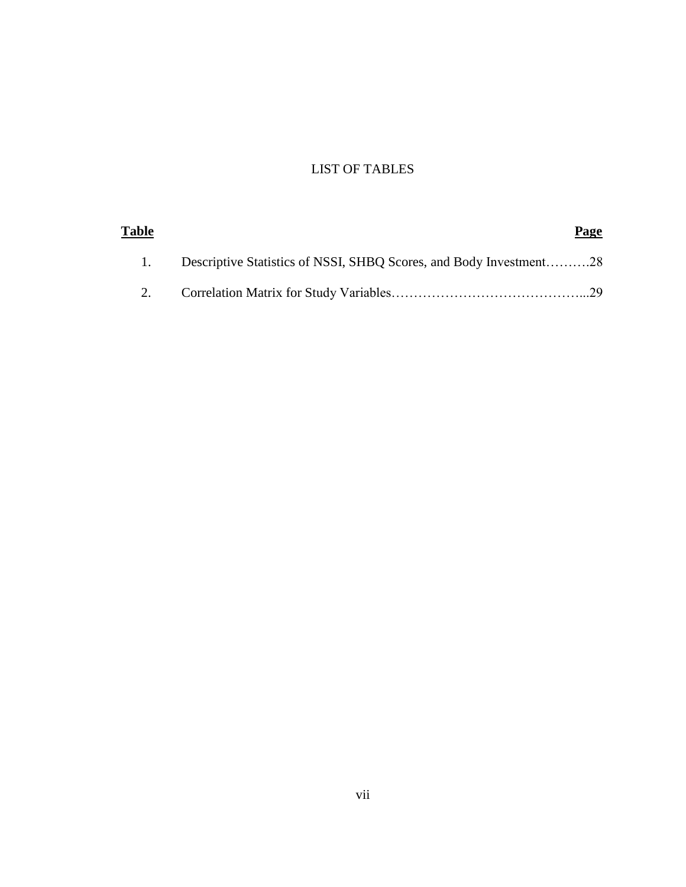# LIST OF TABLES

| **Table** | | **Page** |
|---|---|---|
| 1. | Descriptive Statistics of NSSI, SHBQ Scores, and Body Investment | 28 |
| 2. | Correlation Matrix for Study Variables | 29 |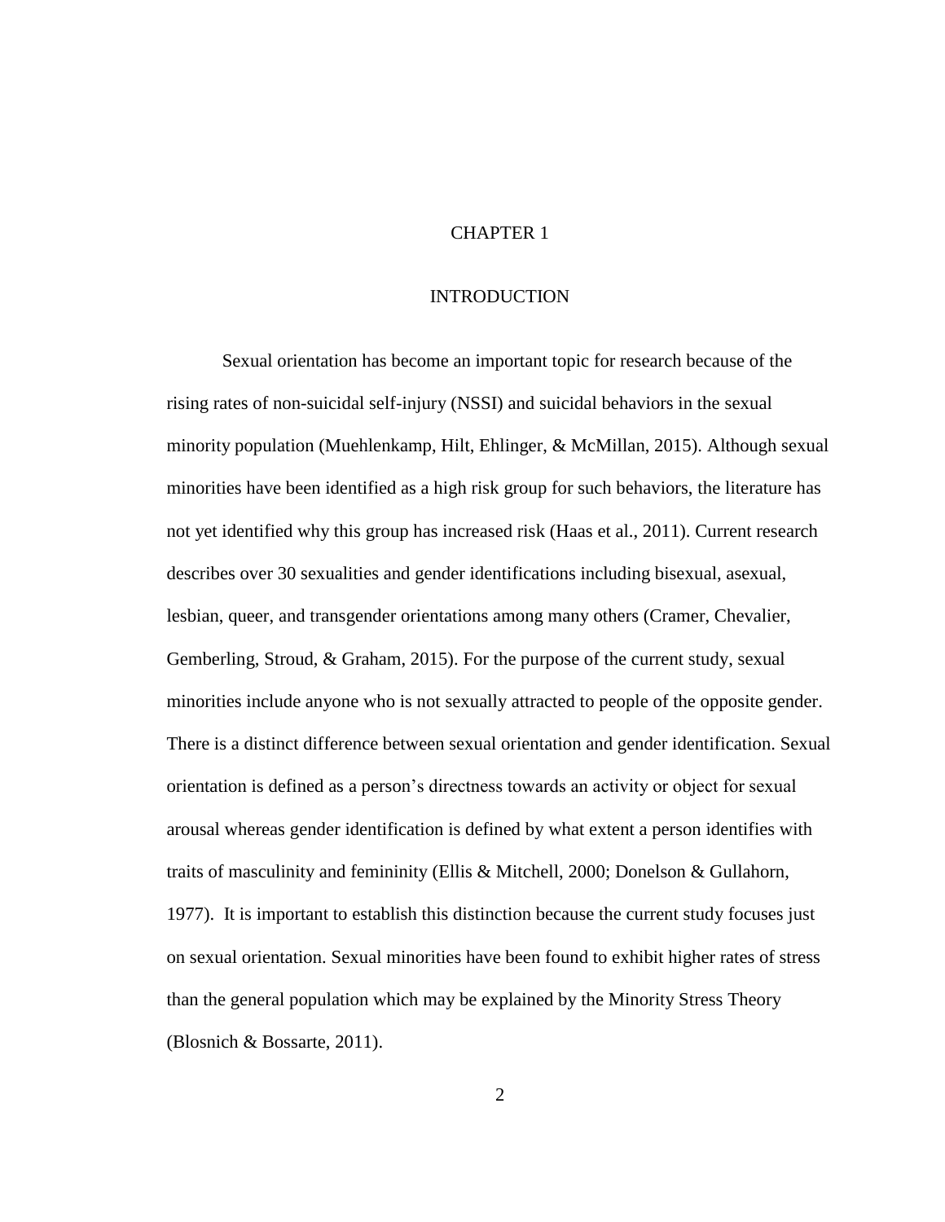# CHAPTER 1

## INTRODUCTION

Sexual orientation has become an important topic for research because of the rising rates of non-suicidal self-injury (NSSI) and suicidal behaviors in the sexual minority population (Muehlenkamp, Hilt, Ehlinger, & McMillan, 2015). Although sexual minorities have been identified as a high risk group for such behaviors, the literature has not yet identified why this group has increased risk (Haas et al., 2011). Current research describes over 30 sexualities and gender identifications including bisexual, asexual, lesbian, queer, and transgender orientations among many others (Cramer, Chevalier, Gemberling, Stroud, & Graham, 2015). For the purpose of the current study, sexual minorities include anyone who is not sexually attracted to people of the opposite gender. There is a distinct difference between sexual orientation and gender identification. Sexual orientation is defined as a person's directness towards an activity or object for sexual arousal whereas gender identification is defined by what extent a person identifies with traits of masculinity and femininity (Ellis & Mitchell, 2000; Donelson & Gullahorn, 1977). It is important to establish this distinction because the current study focuses just on sexual orientation. Sexual minorities have been found to exhibit higher rates of stress than the general population which may be explained by the Minority Stress Theory (Blosnich & Bossarte, 2011).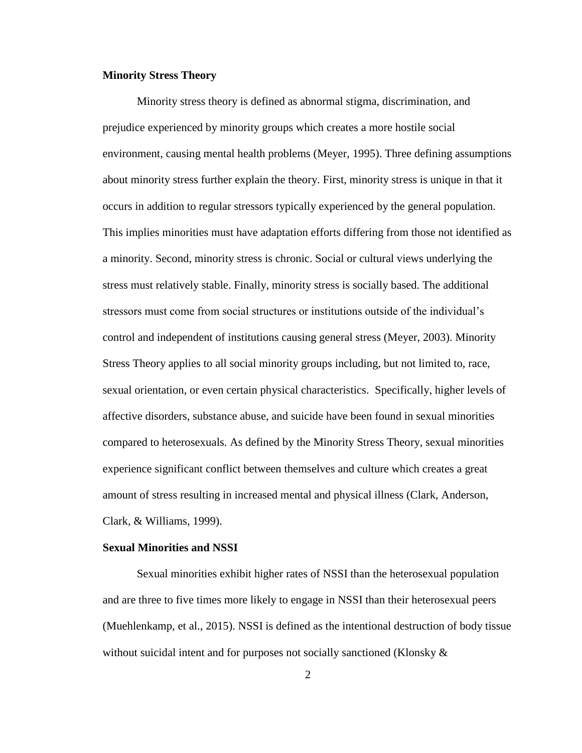**Minority Stress Theory**

Minority stress theory is defined as abnormal stigma, discrimination, and prejudice experienced by minority groups which creates a more hostile social environment, causing mental health problems (Meyer, 1995). Three defining assumptions about minority stress further explain the theory. First, minority stress is unique in that it occurs in addition to regular stressors typically experienced by the general population. This implies minorities must have adaptation efforts differing from those not identified as a minority. Second, minority stress is chronic. Social or cultural views underlying the stress must relatively stable. Finally, minority stress is socially based. The additional stressors must come from social structures or institutions outside of the individual's control and independent of institutions causing general stress (Meyer, 2003). Minority Stress Theory applies to all social minority groups including, but not limited to, race, sexual orientation, or even certain physical characteristics. Specifically, higher levels of affective disorders, substance abuse, and suicide have been found in sexual minorities compared to heterosexuals. As defined by the Minority Stress Theory, sexual minorities experience significant conflict between themselves and culture which creates a great amount of stress resulting in increased mental and physical illness (Clark, Anderson, Clark, & Williams, 1999).

**Sexual Minorities and NSSI**

Sexual minorities exhibit higher rates of NSSI than the heterosexual population and are three to five times more likely to engage in NSSI than their heterosexual peers (Muehlenkamp, et al., 2015). NSSI is defined as the intentional destruction of body tissue without suicidal intent and for purposes not socially sanctioned (Klonsky &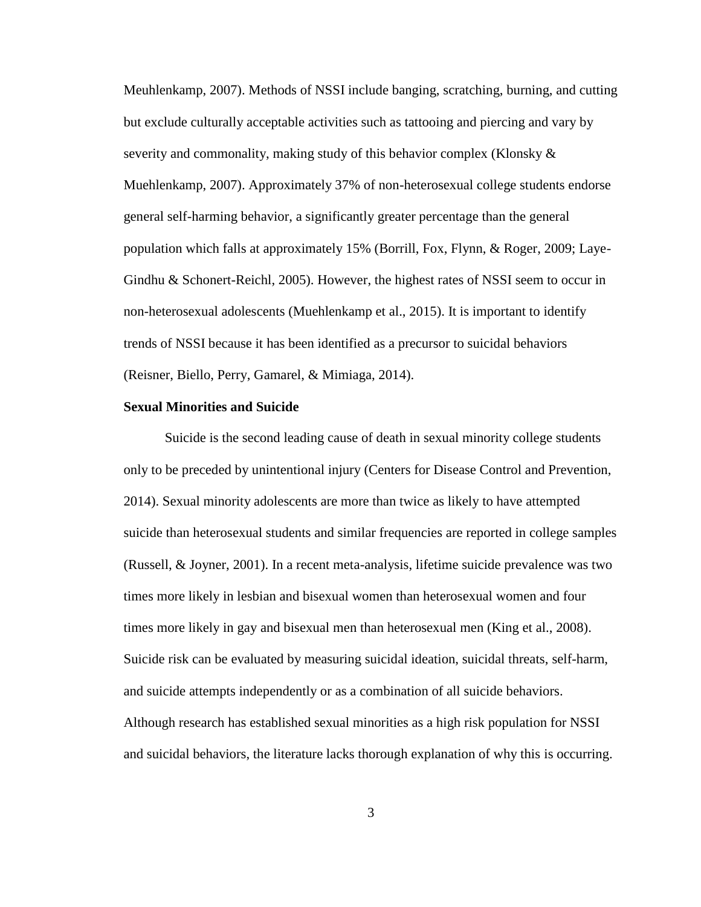Meuhlenkamp, 2007). Methods of NSSI include banging, scratching, burning, and cutting but exclude culturally acceptable activities such as tattooing and piercing and vary by severity and commonality, making study of this behavior complex (Klonsky & Muehlenkamp, 2007). Approximately 37% of non-heterosexual college students endorse general self-harming behavior, a significantly greater percentage than the general population which falls at approximately 15% (Borrill, Fox, Flynn, & Roger, 2009; Laye-Gindhu & Schonert-Reichl, 2005). However, the highest rates of NSSI seem to occur in non-heterosexual adolescents (Muehlenkamp et al., 2015). It is important to identify trends of NSSI because it has been identified as a precursor to suicidal behaviors (Reisner, Biello, Perry, Gamarel, & Mimiaga, 2014).

**Sexual Minorities and Suicide**

Suicide is the second leading cause of death in sexual minority college students only to be preceded by unintentional injury (Centers for Disease Control and Prevention, 2014). Sexual minority adolescents are more than twice as likely to have attempted suicide than heterosexual students and similar frequencies are reported in college samples (Russell, & Joyner, 2001). In a recent meta-analysis, lifetime suicide prevalence was two times more likely in lesbian and bisexual women than heterosexual women and four times more likely in gay and bisexual men than heterosexual men (King et al., 2008). Suicide risk can be evaluated by measuring suicidal ideation, suicidal threats, self-harm, and suicide attempts independently or as a combination of all suicide behaviors. Although research has established sexual minorities as a high risk population for NSSI and suicidal behaviors, the literature lacks thorough explanation of why this is occurring.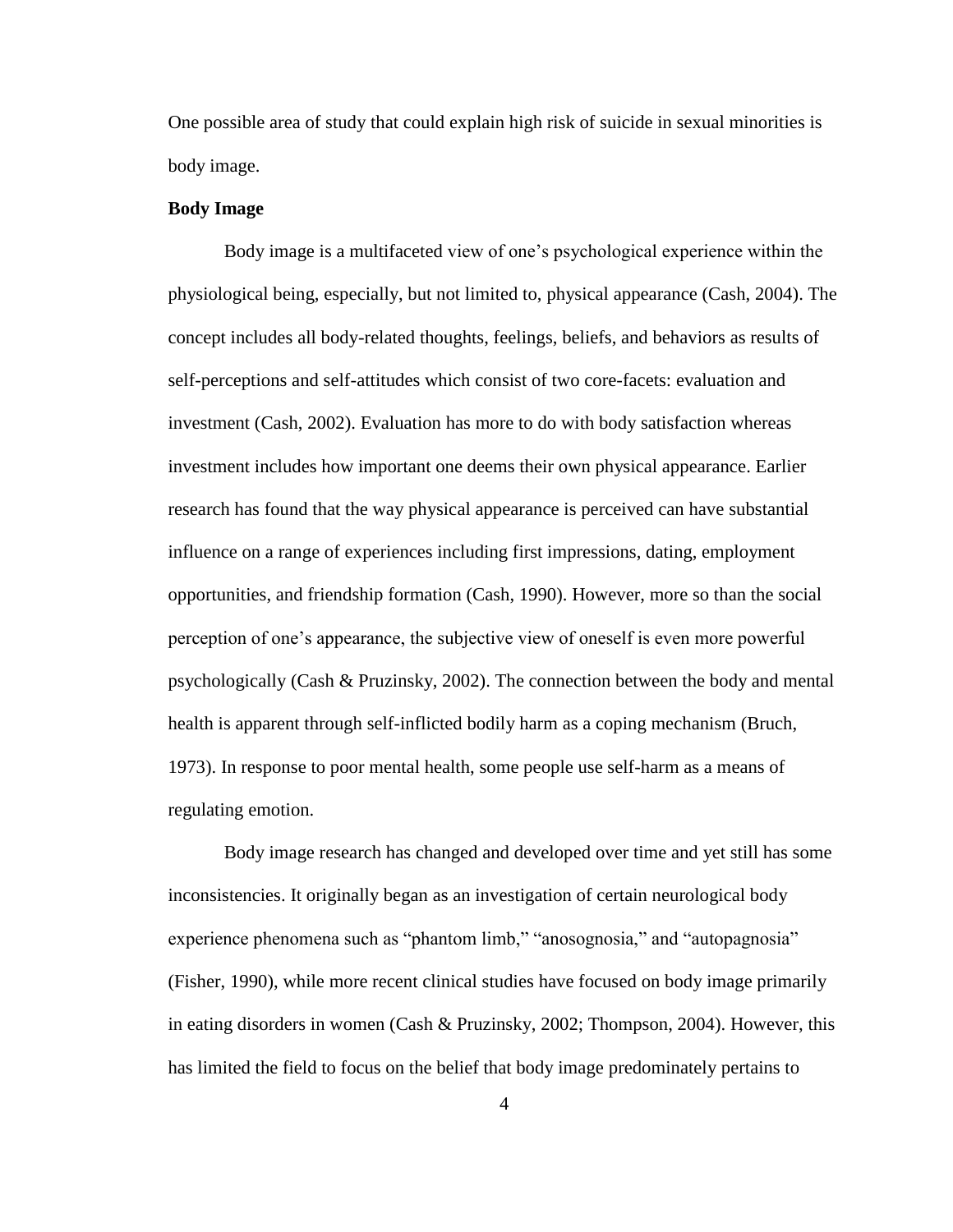One possible area of study that could explain high risk of suicide in sexual minorities is body image.

**Body Image**

Body image is a multifaceted view of one's psychological experience within the physiological being, especially, but not limited to, physical appearance (Cash, 2004). The concept includes all body-related thoughts, feelings, beliefs, and behaviors as results of self-perceptions and self-attitudes which consist of two core-facets: evaluation and investment (Cash, 2002). Evaluation has more to do with body satisfaction whereas investment includes how important one deems their own physical appearance. Earlier research has found that the way physical appearance is perceived can have substantial influence on a range of experiences including first impressions, dating, employment opportunities, and friendship formation (Cash, 1990). However, more so than the social perception of one's appearance, the subjective view of oneself is even more powerful psychologically (Cash & Pruzinsky, 2002). The connection between the body and mental health is apparent through self-inflicted bodily harm as a coping mechanism (Bruch, 1973). In response to poor mental health, some people use self-harm as a means of regulating emotion.

Body image research has changed and developed over time and yet still has some inconsistencies. It originally began as an investigation of certain neurological body experience phenomena such as "phantom limb," "anosognosia," and "autopagnosia" (Fisher, 1990), while more recent clinical studies have focused on body image primarily in eating disorders in women (Cash & Pruzinsky, 2002; Thompson, 2004). However, this has limited the field to focus on the belief that body image predominately pertains to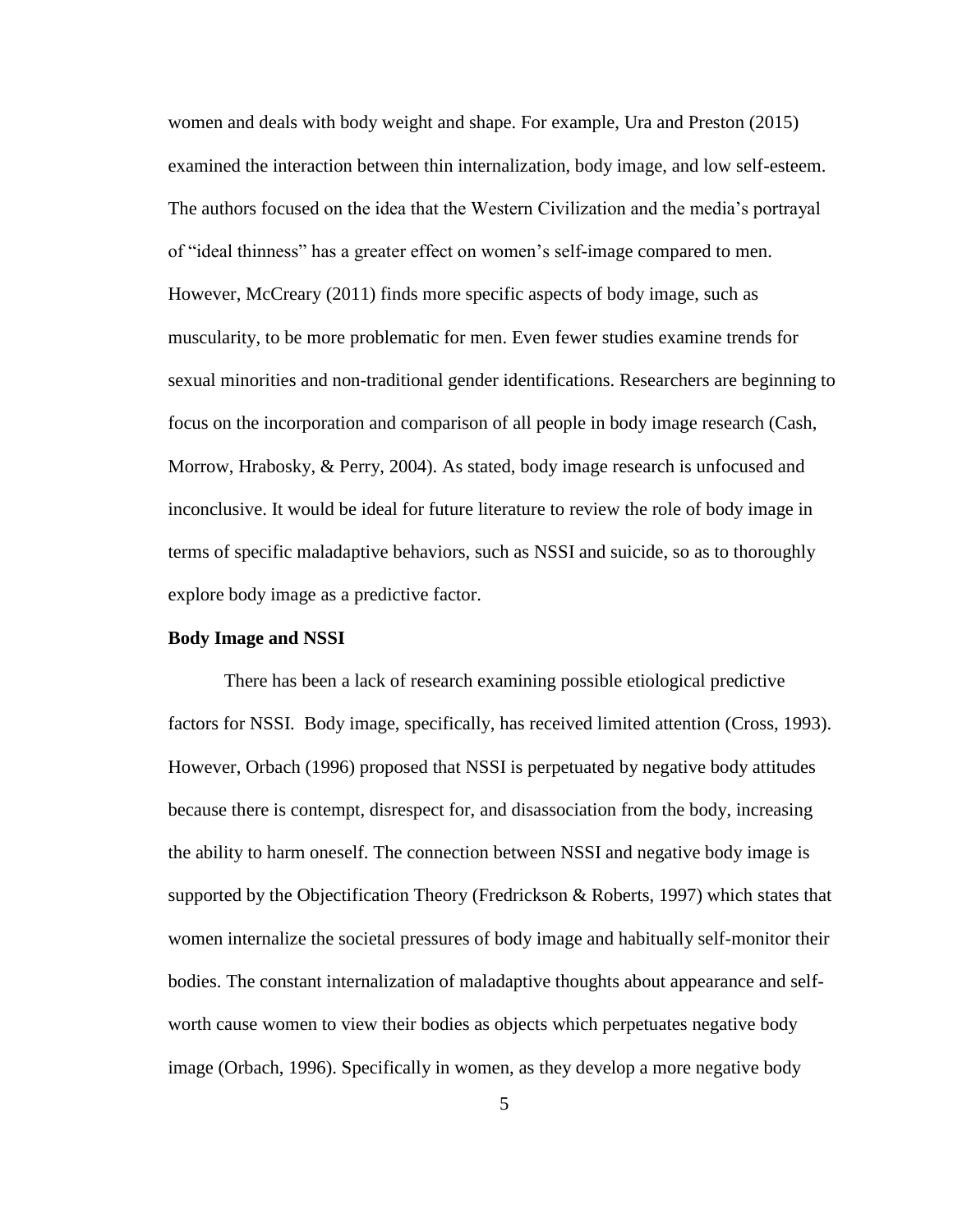women and deals with body weight and shape. For example, Ura and Preston (2015) examined the interaction between thin internalization, body image, and low self-esteem. The authors focused on the idea that the Western Civilization and the media's portrayal of "ideal thinness" has a greater effect on women's self-image compared to men. However, McCreary (2011) finds more specific aspects of body image, such as muscularity, to be more problematic for men. Even fewer studies examine trends for sexual minorities and non-traditional gender identifications. Researchers are beginning to focus on the incorporation and comparison of all people in body image research (Cash, Morrow, Hrabosky, & Perry, 2004). As stated, body image research is unfocused and inconclusive. It would be ideal for future literature to review the role of body image in terms of specific maladaptive behaviors, such as NSSI and suicide, so as to thoroughly explore body image as a predictive factor.

**Body Image and NSSI**

There has been a lack of research examining possible etiological predictive factors for NSSI. Body image, specifically, has received limited attention (Cross, 1993). However, Orbach (1996) proposed that NSSI is perpetuated by negative body attitudes because there is contempt, disrespect for, and disassociation from the body, increasing the ability to harm oneself. The connection between NSSI and negative body image is supported by the Objectification Theory (Fredrickson & Roberts, 1997) which states that women internalize the societal pressures of body image and habitually self-monitor their bodies. The constant internalization of maladaptive thoughts about appearance and self-worth cause women to view their bodies as objects which perpetuates negative body image (Orbach, 1996). Specifically in women, as they develop a more negative body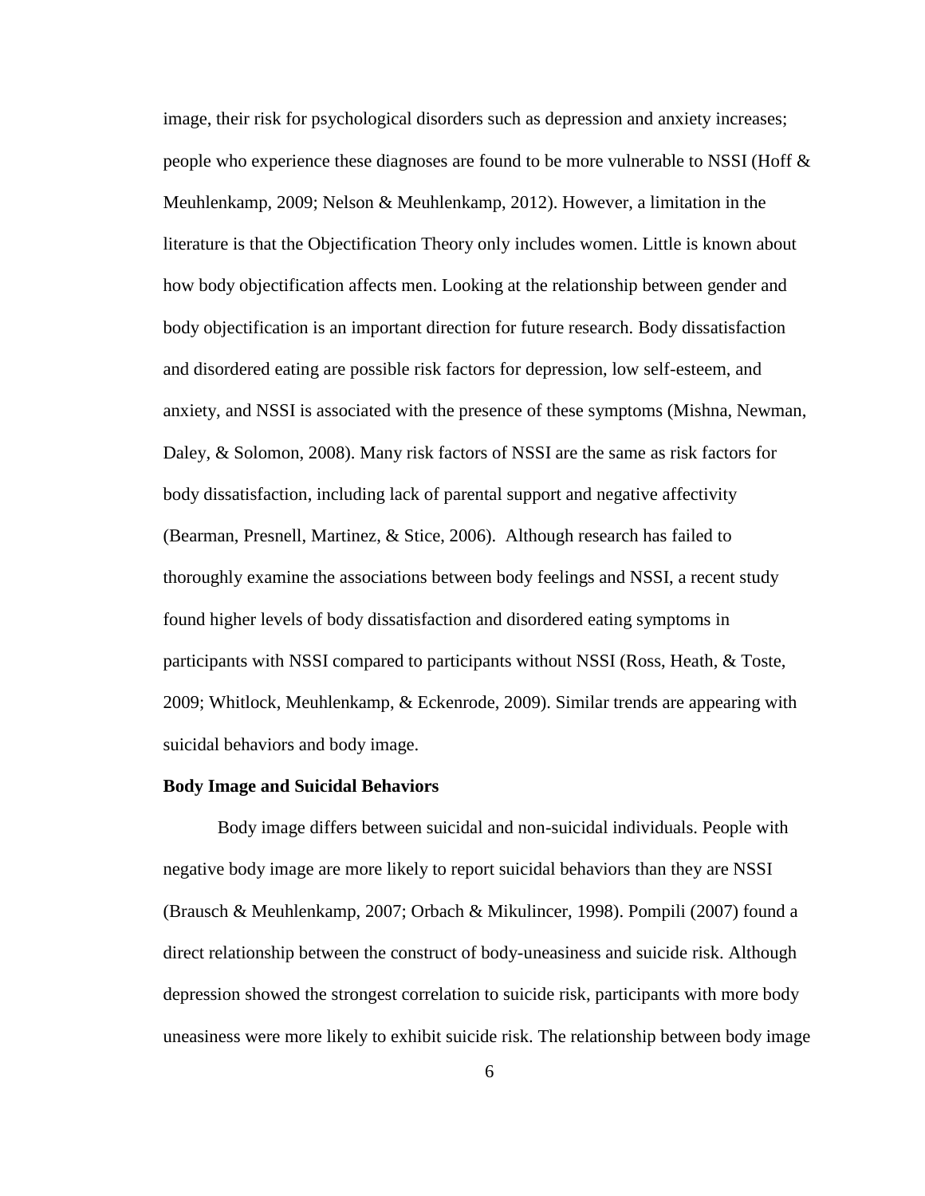image, their risk for psychological disorders such as depression and anxiety increases; people who experience these diagnoses are found to be more vulnerable to NSSI (Hoff & Meuhlenkamp, 2009; Nelson & Meuhlenkamp, 2012). However, a limitation in the literature is that the Objectification Theory only includes women. Little is known about how body objectification affects men. Looking at the relationship between gender and body objectification is an important direction for future research. Body dissatisfaction and disordered eating are possible risk factors for depression, low self-esteem, and anxiety, and NSSI is associated with the presence of these symptoms (Mishna, Newman, Daley, & Solomon, 2008). Many risk factors of NSSI are the same as risk factors for body dissatisfaction, including lack of parental support and negative affectivity (Bearman, Presnell, Martinez, & Stice, 2006). Although research has failed to thoroughly examine the associations between body feelings and NSSI, a recent study found higher levels of body dissatisfaction and disordered eating symptoms in participants with NSSI compared to participants without NSSI (Ross, Heath, & Toste, 2009; Whitlock, Meuhlenkamp, & Eckenrode, 2009). Similar trends are appearing with suicidal behaviors and body image.

**Body Image and Suicidal Behaviors**

Body image differs between suicidal and non-suicidal individuals. People with negative body image are more likely to report suicidal behaviors than they are NSSI (Brausch & Meuhlenkamp, 2007; Orbach & Mikulincer, 1998). Pompili (2007) found a direct relationship between the construct of body-uneasiness and suicide risk. Although depression showed the strongest correlation to suicide risk, participants with more body uneasiness were more likely to exhibit suicide risk. The relationship between body image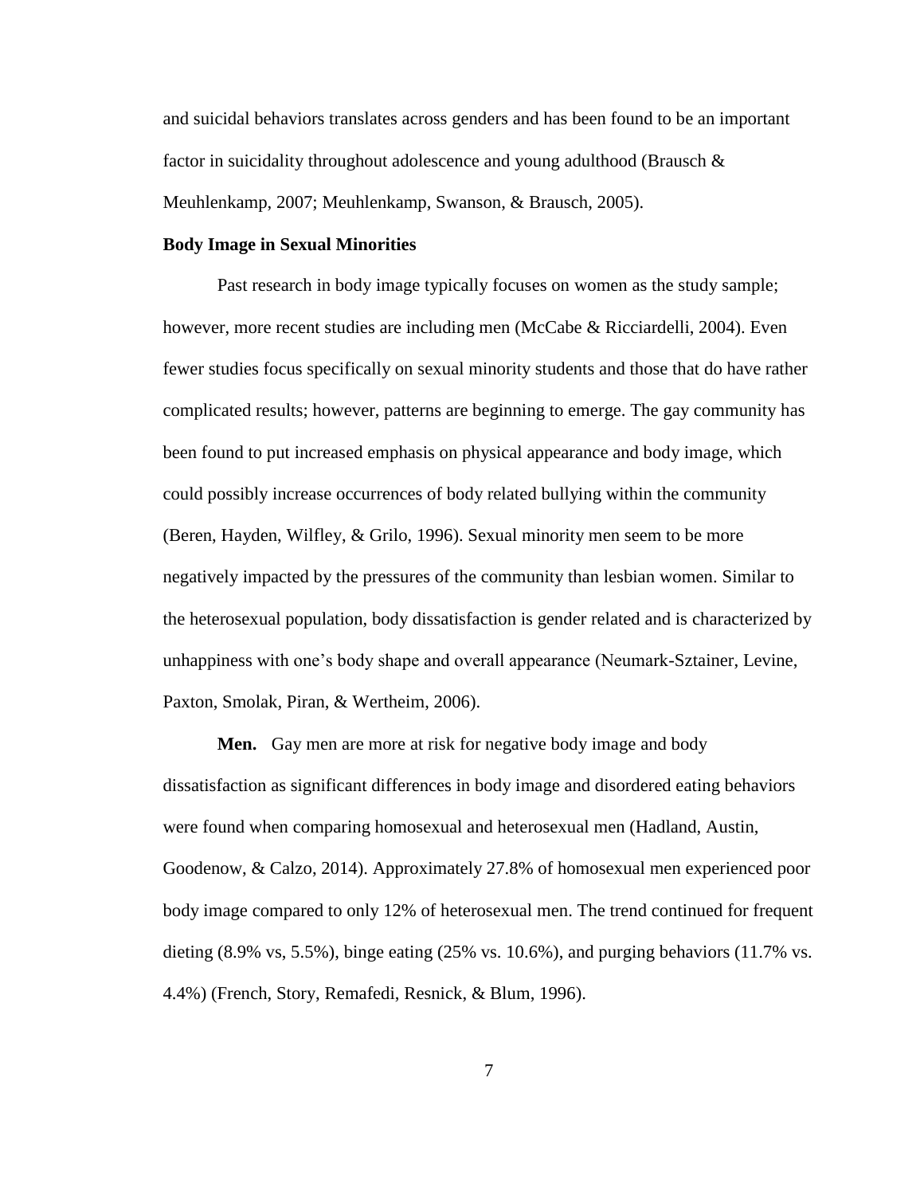and suicidal behaviors translates across genders and has been found to be an important factor in suicidality throughout adolescence and young adulthood (Brausch & Meuhlenkamp, 2007; Meuhlenkamp, Swanson, & Brausch, 2005).

### Body Image in Sexual Minorities

Past research in body image typically focuses on women as the study sample; however, more recent studies are including men (McCabe & Ricciardelli, 2004). Even fewer studies focus specifically on sexual minority students and those that do have rather complicated results; however, patterns are beginning to emerge. The gay community has been found to put increased emphasis on physical appearance and body image, which could possibly increase occurrences of body related bullying within the community (Beren, Hayden, Wilfley, & Grilo, 1996). Sexual minority men seem to be more negatively impacted by the pressures of the community than lesbian women. Similar to the heterosexual population, body dissatisfaction is gender related and is characterized by unhappiness with one's body shape and overall appearance (Neumark-Sztainer, Levine, Paxton, Smolak, Piran, & Wertheim, 2006).

**Men.** Gay men are more at risk for negative body image and body dissatisfaction as significant differences in body image and disordered eating behaviors were found when comparing homosexual and heterosexual men (Hadland, Austin, Goodenow, & Calzo, 2014). Approximately 27.8% of homosexual men experienced poor body image compared to only 12% of heterosexual men. The trend continued for frequent dieting (8.9% vs, 5.5%), binge eating (25% vs. 10.6%), and purging behaviors (11.7% vs. 4.4%) (French, Story, Remafedi, Resnick, & Blum, 1996).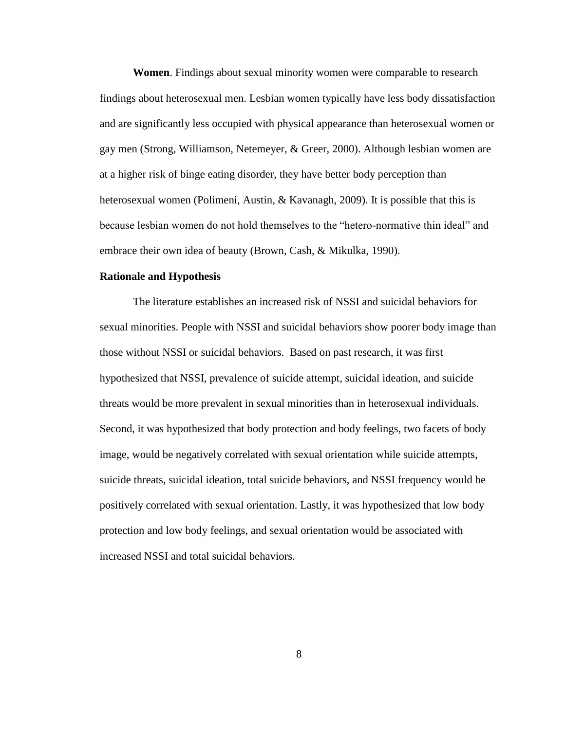**Women**. Findings about sexual minority women were comparable to research findings about heterosexual men. Lesbian women typically have less body dissatisfaction and are significantly less occupied with physical appearance than heterosexual women or gay men (Strong, Williamson, Netemeyer, & Greer, 2000). Although lesbian women are at a higher risk of binge eating disorder, they have better body perception than heterosexual women (Polimeni, Austin, & Kavanagh, 2009). It is possible that this is because lesbian women do not hold themselves to the "hetero-normative thin ideal" and embrace their own idea of beauty (Brown, Cash, & Mikulka, 1990).

## Rationale and Hypothesis

The literature establishes an increased risk of NSSI and suicidal behaviors for sexual minorities. People with NSSI and suicidal behaviors show poorer body image than those without NSSI or suicidal behaviors. Based on past research, it was first hypothesized that NSSI, prevalence of suicide attempt, suicidal ideation, and suicide threats would be more prevalent in sexual minorities than in heterosexual individuals. Second, it was hypothesized that body protection and body feelings, two facets of body image, would be negatively correlated with sexual orientation while suicide attempts, suicide threats, suicidal ideation, total suicide behaviors, and NSSI frequency would be positively correlated with sexual orientation. Lastly, it was hypothesized that low body protection and low body feelings, and sexual orientation would be associated with increased NSSI and total suicidal behaviors.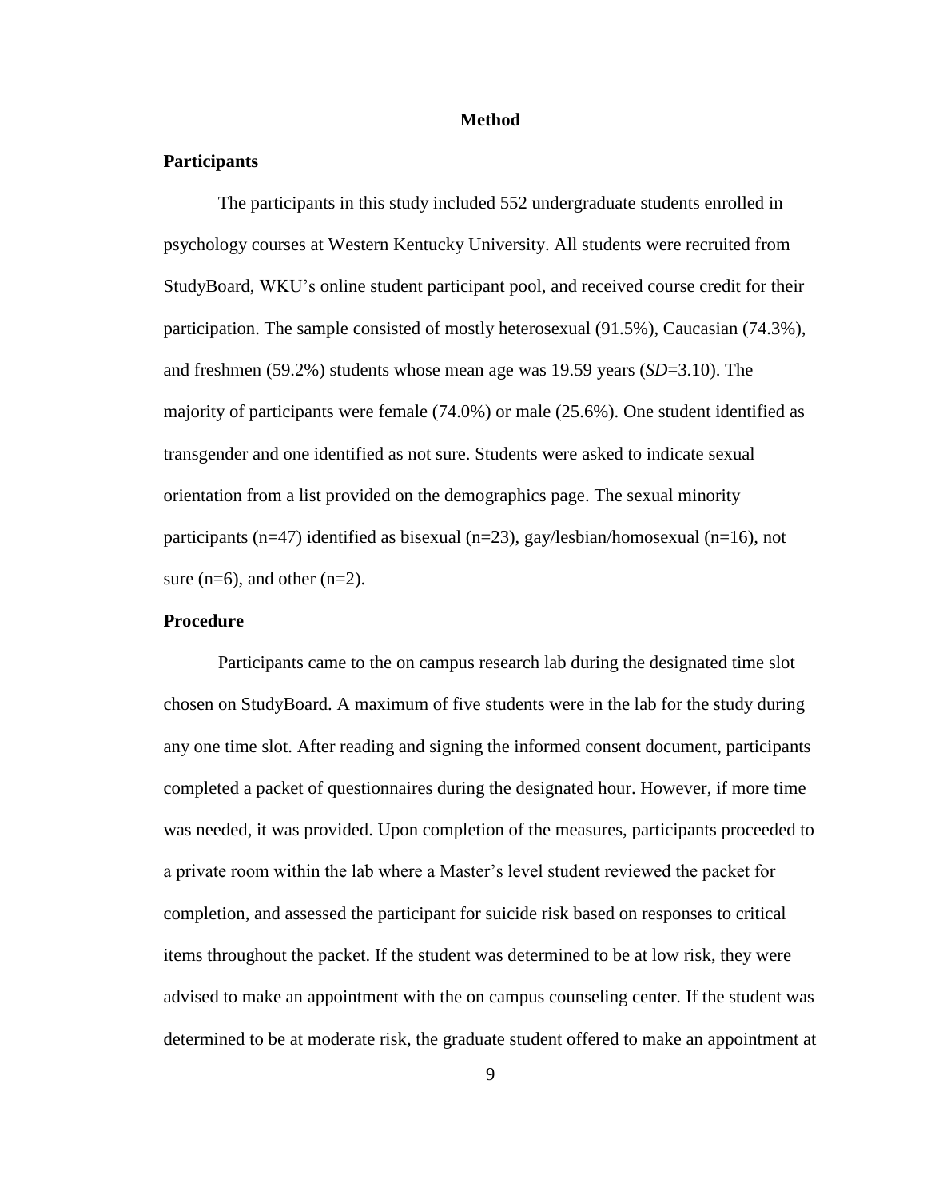# Method

## Participants

The participants in this study included 552 undergraduate students enrolled in psychology courses at Western Kentucky University. All students were recruited from StudyBoard, WKU's online student participant pool, and received course credit for their participation. The sample consisted of mostly heterosexual (91.5%), Caucasian (74.3%), and freshmen (59.2%) students whose mean age was 19.59 years (*SD*=3.10). The majority of participants were female (74.0%) or male (25.6%). One student identified as transgender and one identified as not sure. Students were asked to indicate sexual orientation from a list provided on the demographics page. The sexual minority participants (n=47) identified as bisexual (n=23), gay/lesbian/homosexual (n=16), not sure (n=6), and other (n=2).

## Procedure

Participants came to the on campus research lab during the designated time slot chosen on StudyBoard. A maximum of five students were in the lab for the study during any one time slot. After reading and signing the informed consent document, participants completed a packet of questionnaires during the designated hour. However, if more time was needed, it was provided. Upon completion of the measures, participants proceeded to a private room within the lab where a Master's level student reviewed the packet for completion, and assessed the participant for suicide risk based on responses to critical items throughout the packet. If the student was determined to be at low risk, they were advised to make an appointment with the on campus counseling center. If the student was determined to be at moderate risk, the graduate student offered to make an appointment at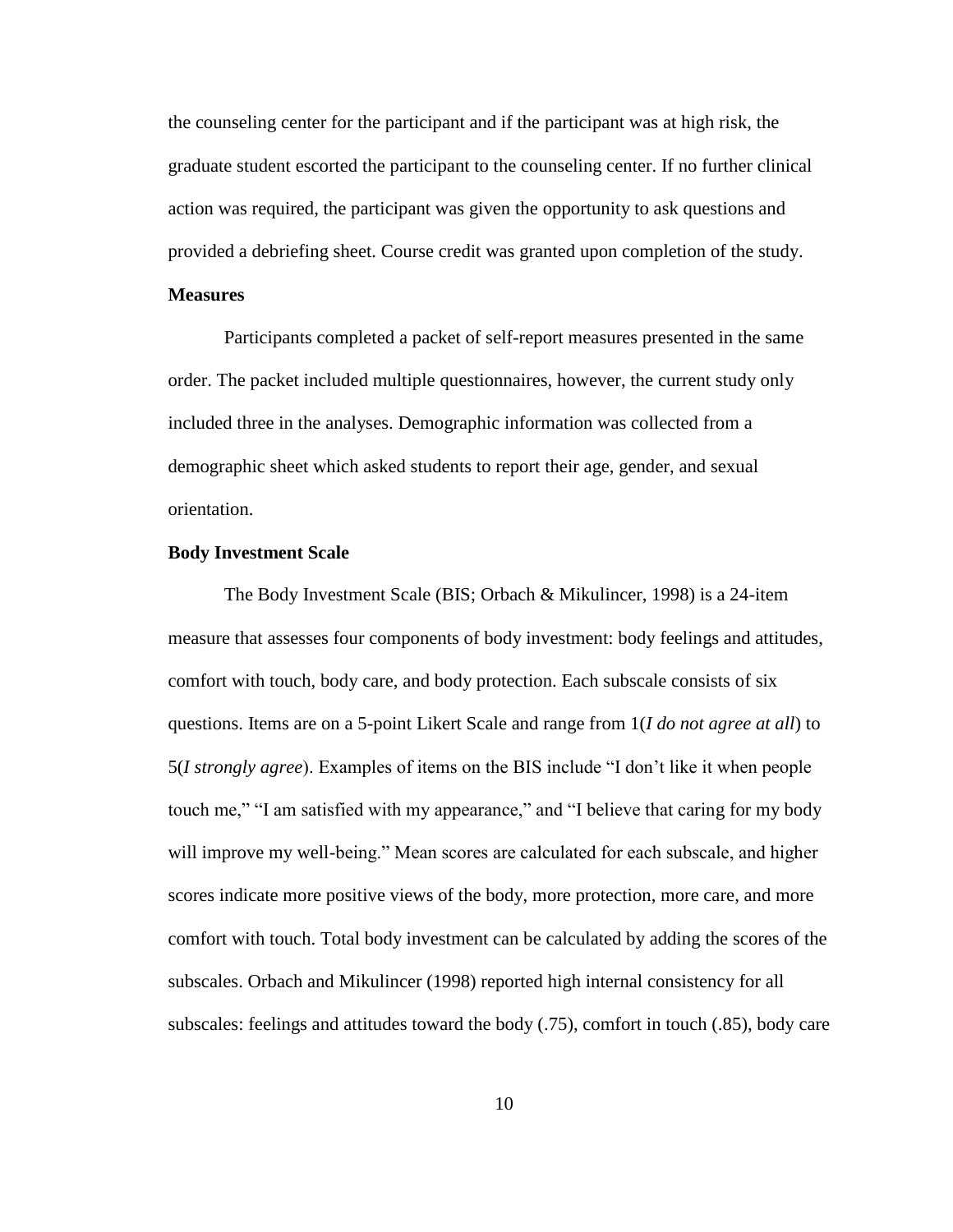the counseling center for the participant and if the participant was at high risk, the graduate student escorted the participant to the counseling center. If no further clinical action was required, the participant was given the opportunity to ask questions and provided a debriefing sheet. Course credit was granted upon completion of the study.

**Measures**

Participants completed a packet of self-report measures presented in the same order. The packet included multiple questionnaires, however, the current study only included three in the analyses. Demographic information was collected from a demographic sheet which asked students to report their age, gender, and sexual orientation.

**Body Investment Scale**

The Body Investment Scale (BIS; Orbach & Mikulincer, 1998) is a 24-item measure that assesses four components of body investment: body feelings and attitudes, comfort with touch, body care, and body protection. Each subscale consists of six questions. Items are on a 5-point Likert Scale and range from 1(*I do not agree at all*) to 5(*I strongly agree*). Examples of items on the BIS include "I don't like it when people touch me," "I am satisfied with my appearance," and "I believe that caring for my body will improve my well-being." Mean scores are calculated for each subscale, and higher scores indicate more positive views of the body, more protection, more care, and more comfort with touch. Total body investment can be calculated by adding the scores of the subscales. Orbach and Mikulincer (1998) reported high internal consistency for all subscales: feelings and attitudes toward the body (.75), comfort in touch (.85), body care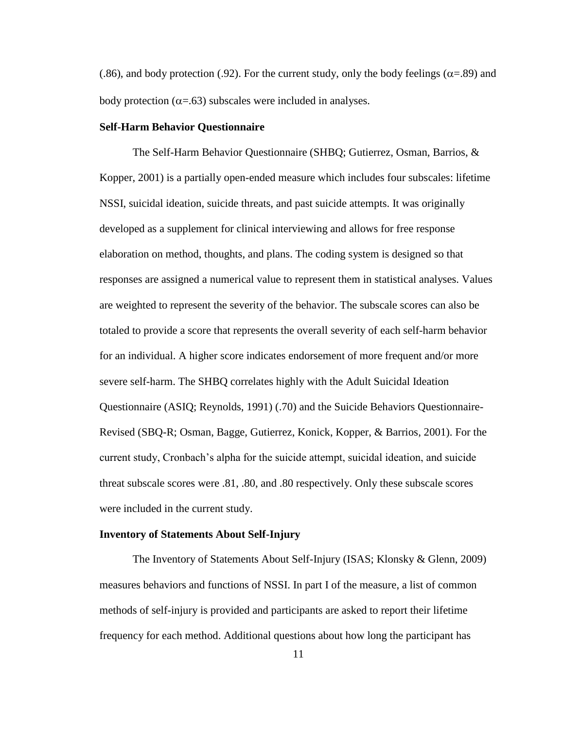(.86), and body protection (.92). For the current study, only the body feelings ($\alpha$=.89) and body protection ($\alpha$=.63) subscales were included in analyses.

### Self-Harm Behavior Questionnaire

The Self-Harm Behavior Questionnaire (SHBQ; Gutierrez, Osman, Barrios, & Kopper, 2001) is a partially open-ended measure which includes four subscales: lifetime NSSI, suicidal ideation, suicide threats, and past suicide attempts. It was originally developed as a supplement for clinical interviewing and allows for free response elaboration on method, thoughts, and plans. The coding system is designed so that responses are assigned a numerical value to represent them in statistical analyses. Values are weighted to represent the severity of the behavior. The subscale scores can also be totaled to provide a score that represents the overall severity of each self-harm behavior for an individual. A higher score indicates endorsement of more frequent and/or more severe self-harm. The SHBQ correlates highly with the Adult Suicidal Ideation Questionnaire (ASIQ; Reynolds, 1991) (.70) and the Suicide Behaviors Questionnaire-Revised (SBQ-R; Osman, Bagge, Gutierrez, Konick, Kopper, & Barrios, 2001). For the current study, Cronbach's alpha for the suicide attempt, suicidal ideation, and suicide threat subscale scores were .81, .80, and .80 respectively. Only these subscale scores were included in the current study.

### Inventory of Statements About Self-Injury

The Inventory of Statements About Self-Injury (ISAS; Klonsky & Glenn, 2009) measures behaviors and functions of NSSI. In part I of the measure, a list of common methods of self-injury is provided and participants are asked to report their lifetime frequency for each method. Additional questions about how long the participant has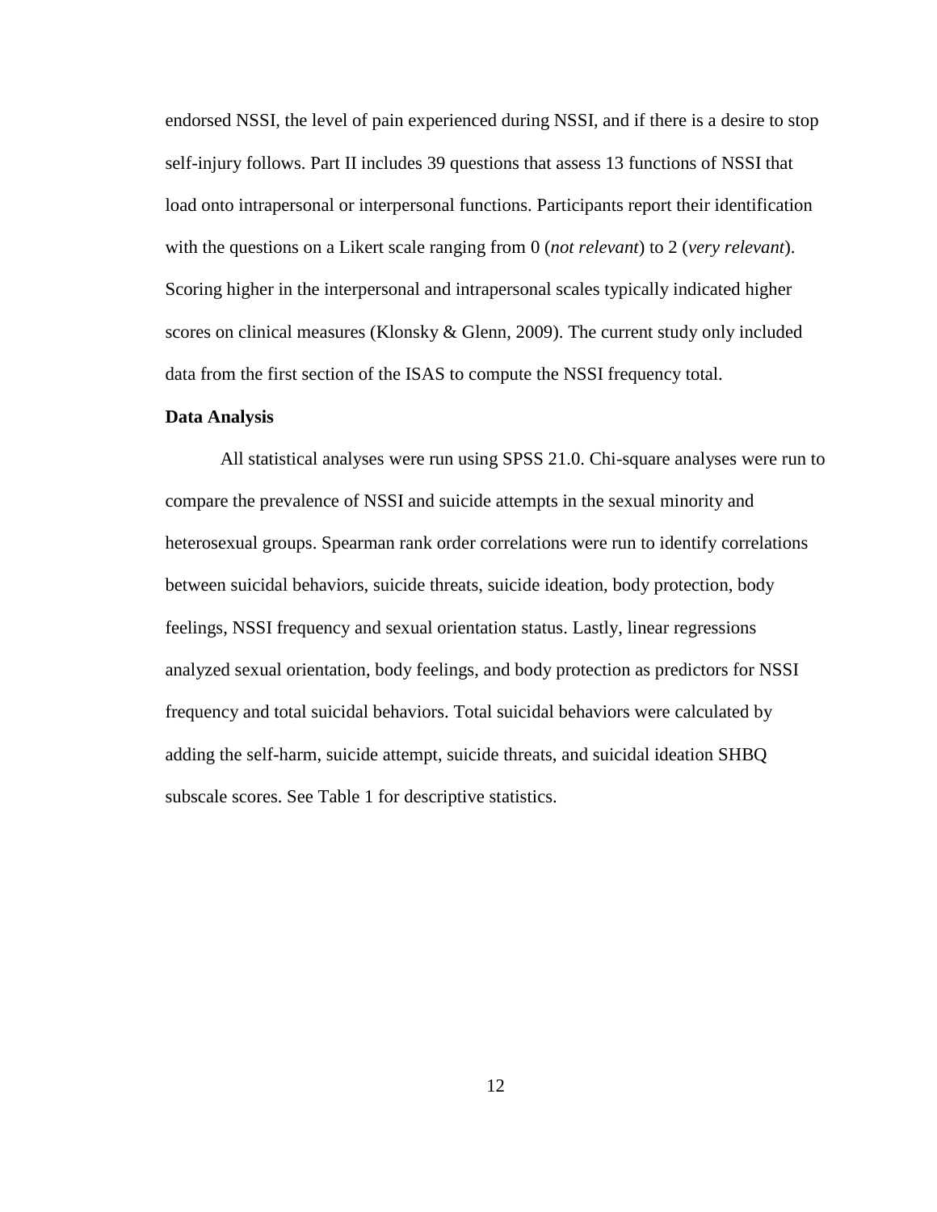endorsed NSSI, the level of pain experienced during NSSI, and if there is a desire to stop self-injury follows. Part II includes 39 questions that assess 13 functions of NSSI that load onto intrapersonal or interpersonal functions. Participants report their identification with the questions on a Likert scale ranging from 0 (*not relevant*) to 2 (*very relevant*). Scoring higher in the interpersonal and intrapersonal scales typically indicated higher scores on clinical measures (Klonsky & Glenn, 2009). The current study only included data from the first section of the ISAS to compute the NSSI frequency total.

**Data Analysis**

All statistical analyses were run using SPSS 21.0. Chi-square analyses were run to compare the prevalence of NSSI and suicide attempts in the sexual minority and heterosexual groups. Spearman rank order correlations were run to identify correlations between suicidal behaviors, suicide threats, suicide ideation, body protection, body feelings, NSSI frequency and sexual orientation status. Lastly, linear regressions analyzed sexual orientation, body feelings, and body protection as predictors for NSSI frequency and total suicidal behaviors. Total suicidal behaviors were calculated by adding the self-harm, suicide attempt, suicide threats, and suicidal ideation SHBQ subscale scores. See Table 1 for descriptive statistics.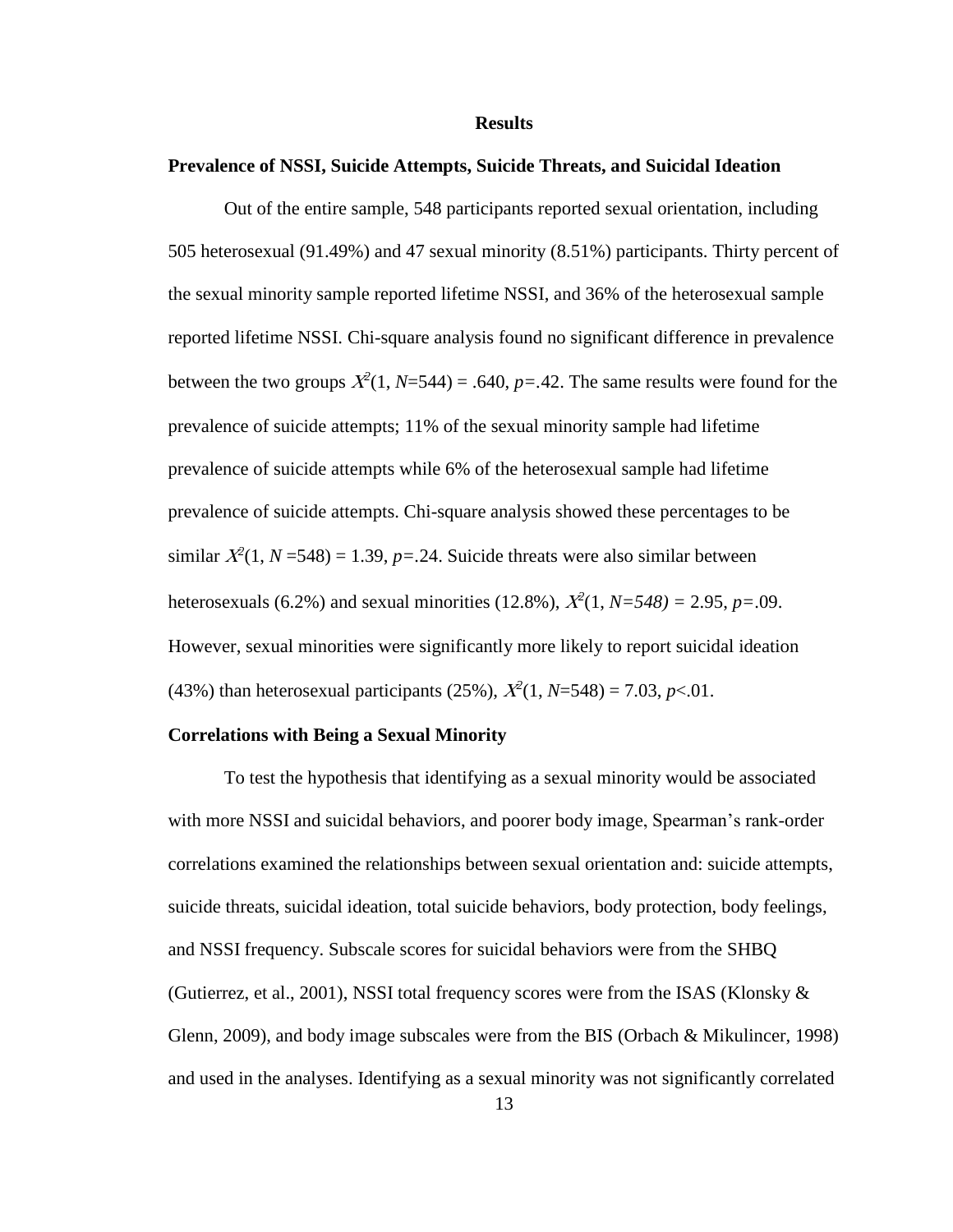# Results

## Prevalence of NSSI, Suicide Attempts, Suicide Threats, and Suicidal Ideation

Out of the entire sample, 548 participants reported sexual orientation, including 505 heterosexual (91.49%) and 47 sexual minority (8.51%) participants. Thirty percent of the sexual minority sample reported lifetime NSSI, and 36% of the heterosexual sample reported lifetime NSSI. Chi-square analysis found no significant difference in prevalence between the two groups $X^2(1, N=544) = .640$, $p=.42$. The same results were found for the prevalence of suicide attempts; 11% of the sexual minority sample had lifetime prevalence of suicide attempts while 6% of the heterosexual sample had lifetime prevalence of suicide attempts. Chi-square analysis showed these percentages to be similar $X^2(1, N=548) = 1.39$, $p=.24$. Suicide threats were also similar between heterosexuals (6.2%) and sexual minorities (12.8%), $X^2(1, N=548) = 2.95$, $p=.09$. However, sexual minorities were significantly more likely to report suicidal ideation (43%) than heterosexual participants (25%), $X^2(1, N=548) = 7.03$, $p<.01$.

## Correlations with Being a Sexual Minority

To test the hypothesis that identifying as a sexual minority would be associated with more NSSI and suicidal behaviors, and poorer body image, Spearman's rank-order correlations examined the relationships between sexual orientation and: suicide attempts, suicide threats, suicidal ideation, total suicide behaviors, body protection, body feelings, and NSSI frequency. Subscale scores for suicidal behaviors were from the SHBQ (Gutierrez, et al., 2001), NSSI total frequency scores were from the ISAS (Klonsky & Glenn, 2009), and body image subscales were from the BIS (Orbach & Mikulincer, 1998) and used in the analyses. Identifying as a sexual minority was not significantly correlated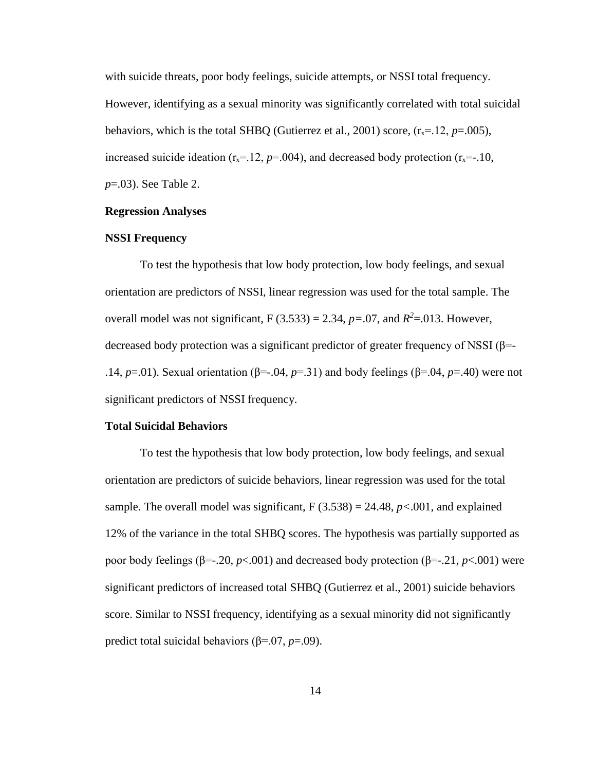with suicide threats, poor body feelings, suicide attempts, or NSSI total frequency. However, identifying as a sexual minority was significantly correlated with total suicidal behaviors, which is the total SHBQ (Gutierrez et al., 2001) score, ($r_x$=.12, *p*=.005), increased suicide ideation ($r_x$=.12, *p*=.004), and decreased body protection ($r_x$=-.10, *p*=.03). See Table 2.

## Regression Analyses

### NSSI Frequency

To test the hypothesis that low body protection, low body feelings, and sexual orientation are predictors of NSSI, linear regression was used for the total sample. The overall model was not significant, F (3.533) = 2.34, *p*=.07, and $R^2$=.013. However, decreased body protection was a significant predictor of greater frequency of NSSI (β=-.14, *p*=.01). Sexual orientation (β=-.04, *p*=.31) and body feelings (β=.04, *p*=.40) were not significant predictors of NSSI frequency.

### Total Suicidal Behaviors

To test the hypothesis that low body protection, low body feelings, and sexual orientation are predictors of suicide behaviors, linear regression was used for the total sample. The overall model was significant, F (3.538) = 24.48, *p*<.001, and explained 12% of the variance in the total SHBQ scores. The hypothesis was partially supported as poor body feelings (β=-.20, *p*<.001) and decreased body protection (β=-.21, *p*<.001) were significant predictors of increased total SHBQ (Gutierrez et al., 2001) suicide behaviors score. Similar to NSSI frequency, identifying as a sexual minority did not significantly predict total suicidal behaviors (β=.07, *p*=.09).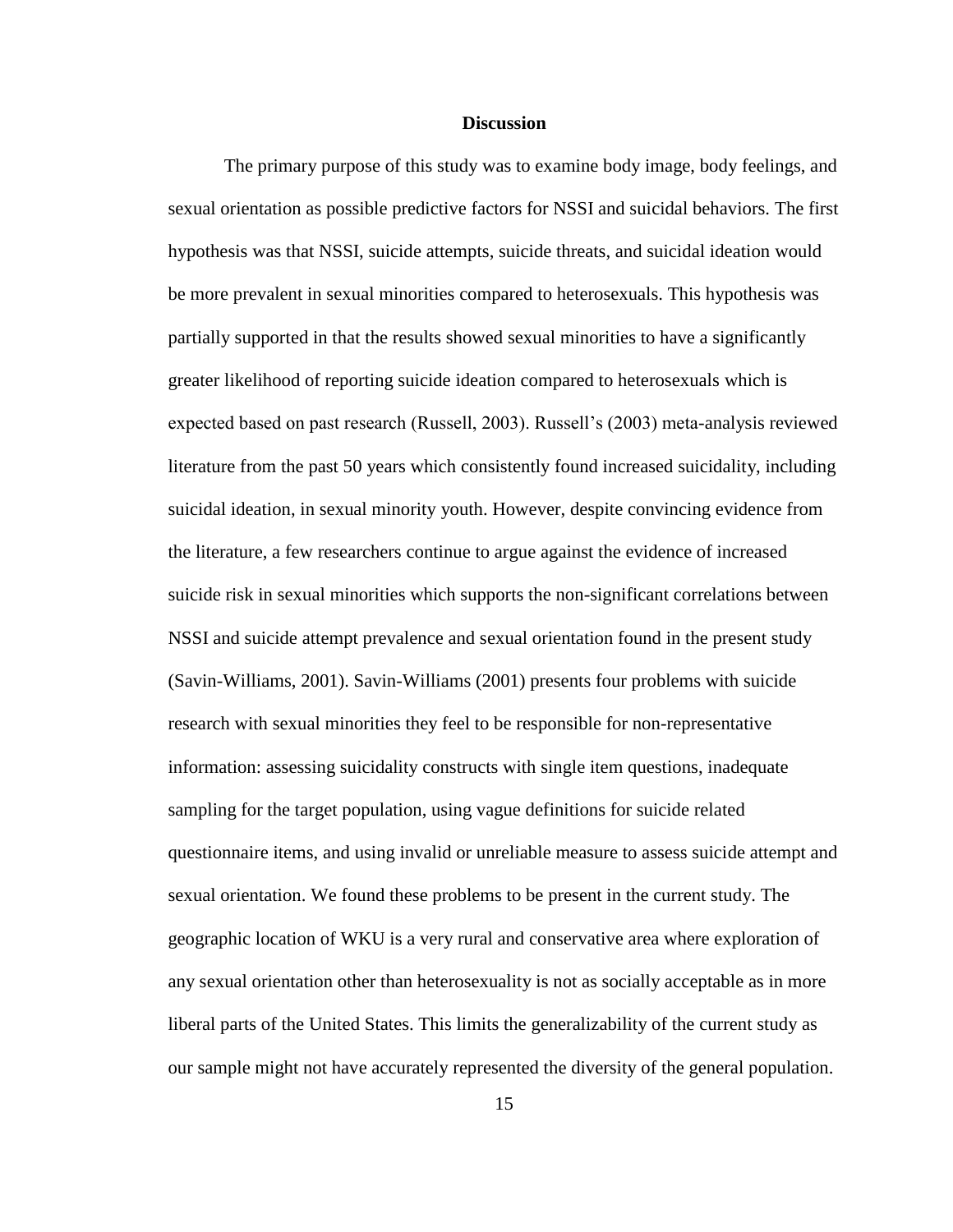## Discussion

The primary purpose of this study was to examine body image, body feelings, and sexual orientation as possible predictive factors for NSSI and suicidal behaviors. The first hypothesis was that NSSI, suicide attempts, suicide threats, and suicidal ideation would be more prevalent in sexual minorities compared to heterosexuals. This hypothesis was partially supported in that the results showed sexual minorities to have a significantly greater likelihood of reporting suicide ideation compared to heterosexuals which is expected based on past research (Russell, 2003). Russell's (2003) meta-analysis reviewed literature from the past 50 years which consistently found increased suicidality, including suicidal ideation, in sexual minority youth. However, despite convincing evidence from the literature, a few researchers continue to argue against the evidence of increased suicide risk in sexual minorities which supports the non-significant correlations between NSSI and suicide attempt prevalence and sexual orientation found in the present study (Savin-Williams, 2001). Savin-Williams (2001) presents four problems with suicide research with sexual minorities they feel to be responsible for non-representative information: assessing suicidality constructs with single item questions, inadequate sampling for the target population, using vague definitions for suicide related questionnaire items, and using invalid or unreliable measure to assess suicide attempt and sexual orientation. We found these problems to be present in the current study. The geographic location of WKU is a very rural and conservative area where exploration of any sexual orientation other than heterosexuality is not as socially acceptable as in more liberal parts of the United States. This limits the generalizability of the current study as our sample might not have accurately represented the diversity of the general population.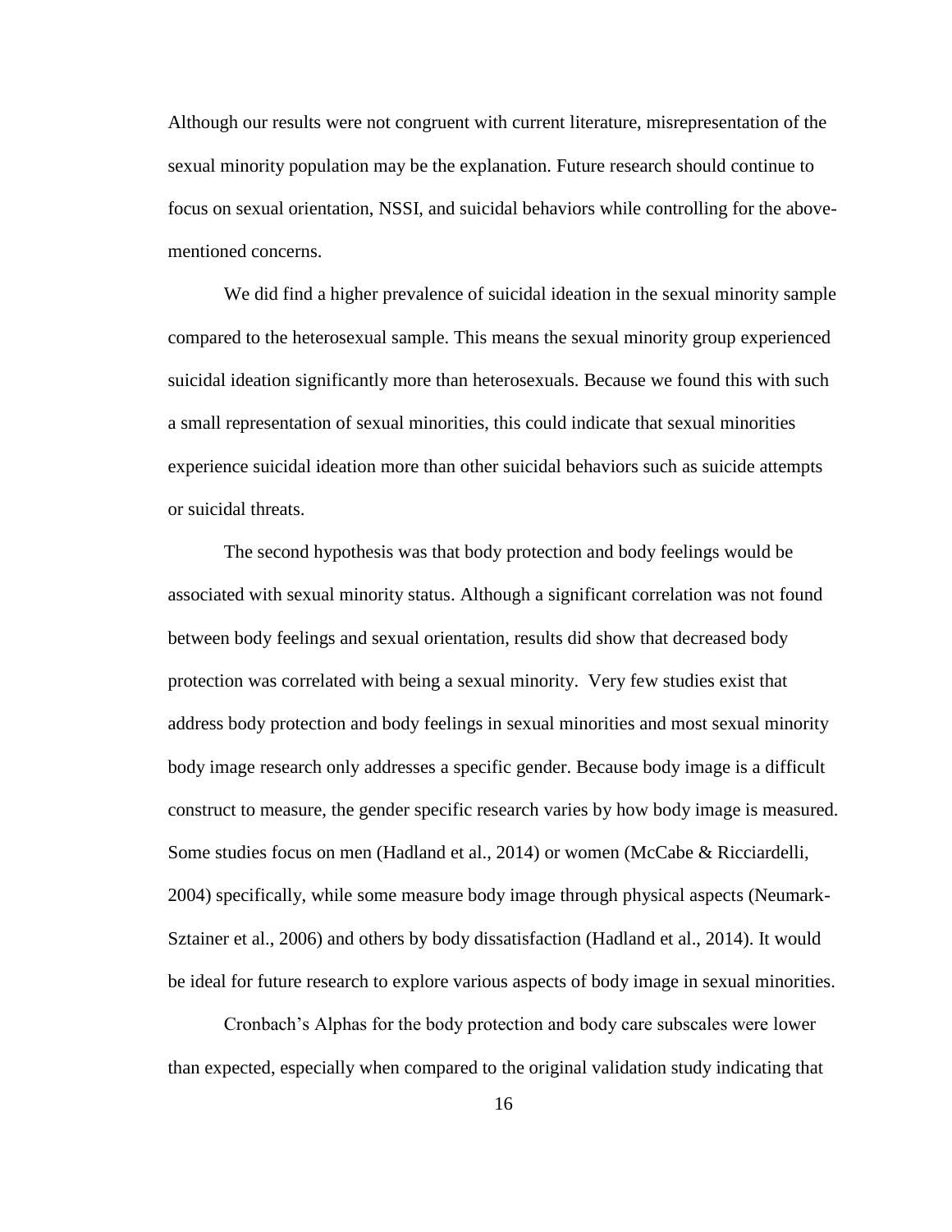Although our results were not congruent with current literature, misrepresentation of the sexual minority population may be the explanation. Future research should continue to focus on sexual orientation, NSSI, and suicidal behaviors while controlling for the above-mentioned concerns.

We did find a higher prevalence of suicidal ideation in the sexual minority sample compared to the heterosexual sample. This means the sexual minority group experienced suicidal ideation significantly more than heterosexuals. Because we found this with such a small representation of sexual minorities, this could indicate that sexual minorities experience suicidal ideation more than other suicidal behaviors such as suicide attempts or suicidal threats.

The second hypothesis was that body protection and body feelings would be associated with sexual minority status. Although a significant correlation was not found between body feelings and sexual orientation, results did show that decreased body protection was correlated with being a sexual minority. Very few studies exist that address body protection and body feelings in sexual minorities and most sexual minority body image research only addresses a specific gender. Because body image is a difficult construct to measure, the gender specific research varies by how body image is measured. Some studies focus on men (Hadland et al., 2014) or women (McCabe & Ricciardelli, 2004) specifically, while some measure body image through physical aspects (Neumark-Sztainer et al., 2006) and others by body dissatisfaction (Hadland et al., 2014). It would be ideal for future research to explore various aspects of body image in sexual minorities.

Cronbach's Alphas for the body protection and body care subscales were lower than expected, especially when compared to the original validation study indicating that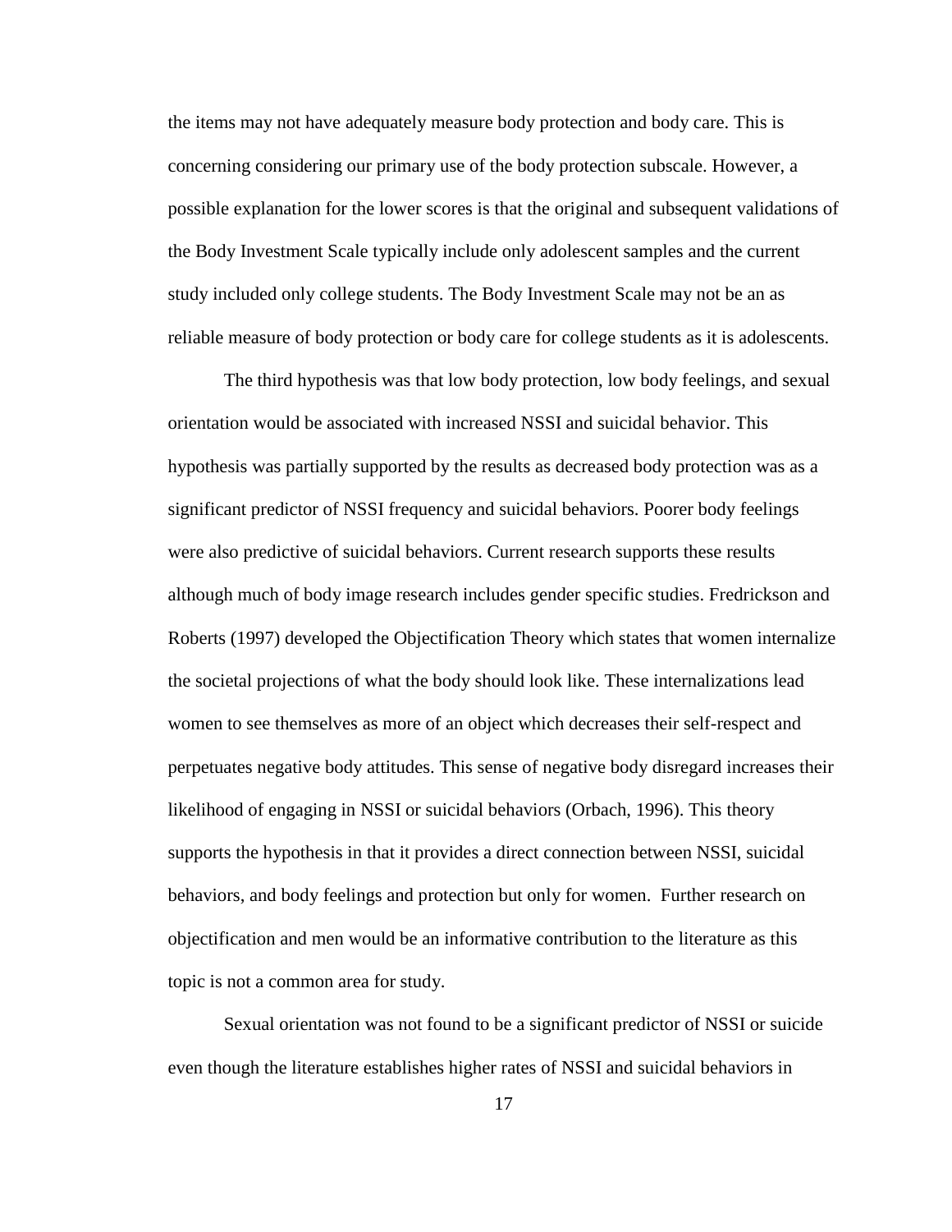the items may not have adequately measure body protection and body care. This is concerning considering our primary use of the body protection subscale. However, a possible explanation for the lower scores is that the original and subsequent validations of the Body Investment Scale typically include only adolescent samples and the current study included only college students. The Body Investment Scale may not be an as reliable measure of body protection or body care for college students as it is adolescents.

The third hypothesis was that low body protection, low body feelings, and sexual orientation would be associated with increased NSSI and suicidal behavior. This hypothesis was partially supported by the results as decreased body protection was as a significant predictor of NSSI frequency and suicidal behaviors. Poorer body feelings were also predictive of suicidal behaviors. Current research supports these results although much of body image research includes gender specific studies. Fredrickson and Roberts (1997) developed the Objectification Theory which states that women internalize the societal projections of what the body should look like. These internalizations lead women to see themselves as more of an object which decreases their self-respect and perpetuates negative body attitudes. This sense of negative body disregard increases their likelihood of engaging in NSSI or suicidal behaviors (Orbach, 1996). This theory supports the hypothesis in that it provides a direct connection between NSSI, suicidal behaviors, and body feelings and protection but only for women. Further research on objectification and men would be an informative contribution to the literature as this topic is not a common area for study.

Sexual orientation was not found to be a significant predictor of NSSI or suicide even though the literature establishes higher rates of NSSI and suicidal behaviors in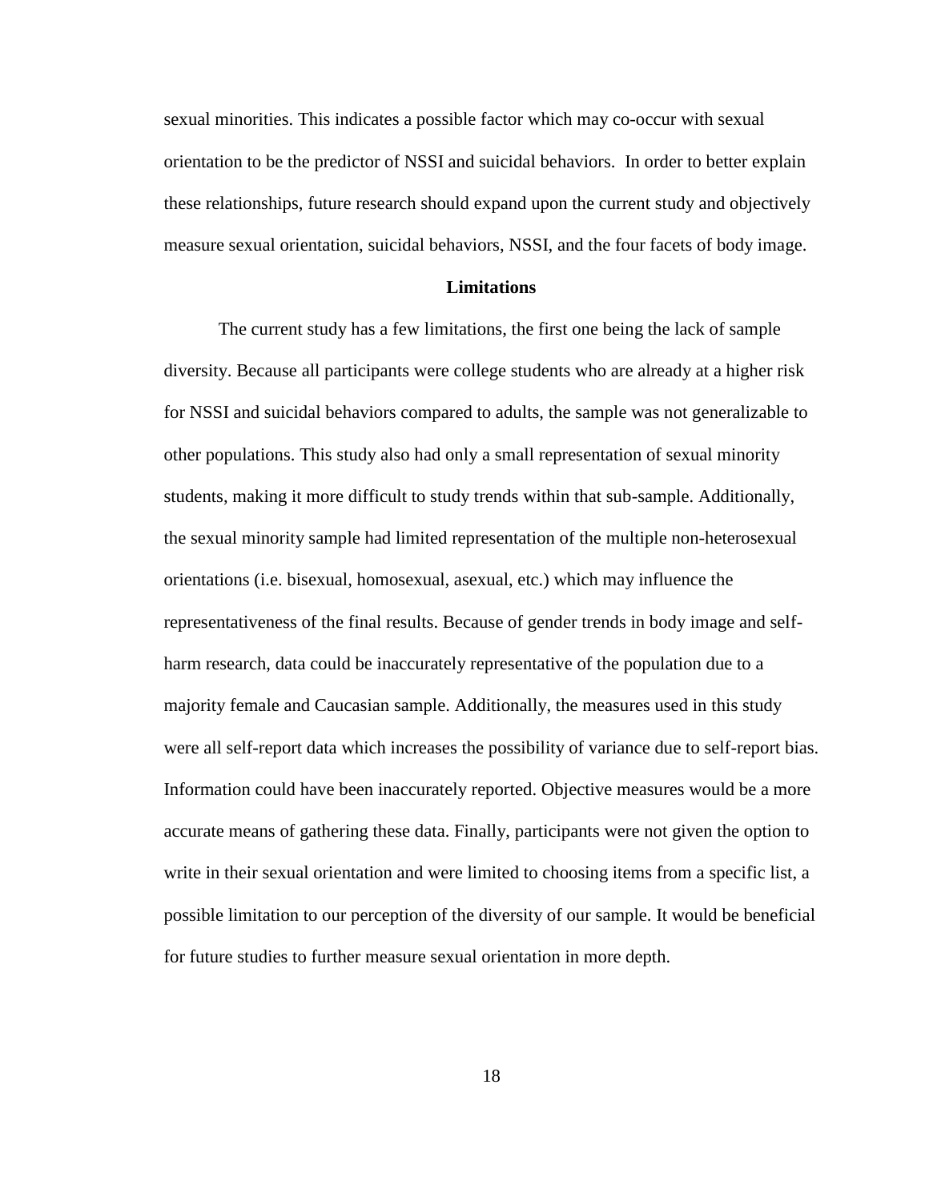sexual minorities. This indicates a possible factor which may co-occur with sexual orientation to be the predictor of NSSI and suicidal behaviors. In order to better explain these relationships, future research should expand upon the current study and objectively measure sexual orientation, suicidal behaviors, NSSI, and the four facets of body image.

## Limitations

The current study has a few limitations, the first one being the lack of sample diversity. Because all participants were college students who are already at a higher risk for NSSI and suicidal behaviors compared to adults, the sample was not generalizable to other populations. This study also had only a small representation of sexual minority students, making it more difficult to study trends within that sub-sample. Additionally, the sexual minority sample had limited representation of the multiple non-heterosexual orientations (i.e. bisexual, homosexual, asexual, etc.) which may influence the representativeness of the final results. Because of gender trends in body image and self-harm research, data could be inaccurately representative of the population due to a majority female and Caucasian sample. Additionally, the measures used in this study were all self-report data which increases the possibility of variance due to self-report bias. Information could have been inaccurately reported. Objective measures would be a more accurate means of gathering these data. Finally, participants were not given the option to write in their sexual orientation and were limited to choosing items from a specific list, a possible limitation to our perception of the diversity of our sample. It would be beneficial for future studies to further measure sexual orientation in more depth.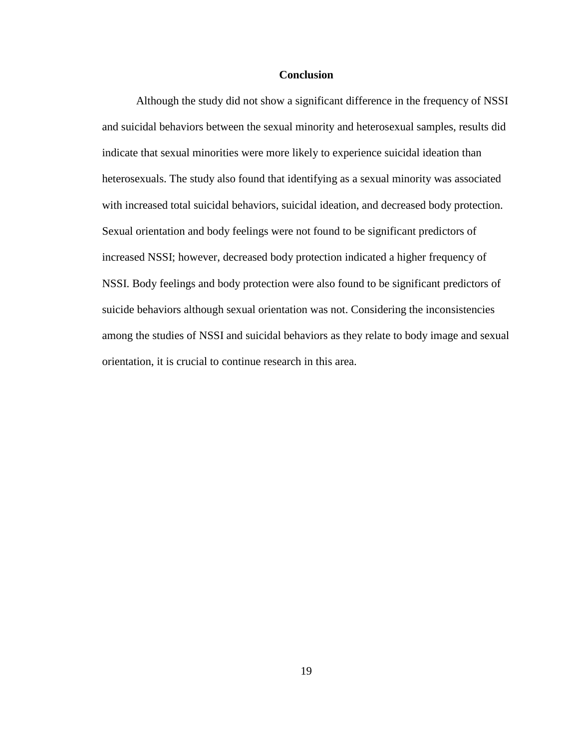# Conclusion

Although the study did not show a significant difference in the frequency of NSSI and suicidal behaviors between the sexual minority and heterosexual samples, results did indicate that sexual minorities were more likely to experience suicidal ideation than heterosexuals. The study also found that identifying as a sexual minority was associated with increased total suicidal behaviors, suicidal ideation, and decreased body protection. Sexual orientation and body feelings were not found to be significant predictors of increased NSSI; however, decreased body protection indicated a higher frequency of NSSI. Body feelings and body protection were also found to be significant predictors of suicide behaviors although sexual orientation was not. Considering the inconsistencies among the studies of NSSI and suicidal behaviors as they relate to body image and sexual orientation, it is crucial to continue research in this area.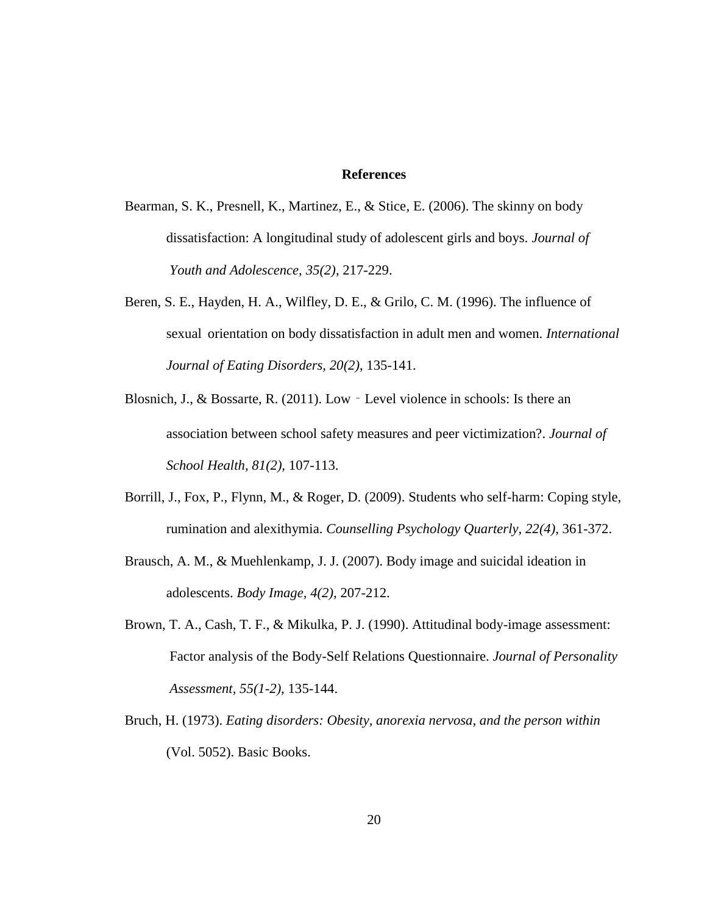## References

Bearman, S. K., Presnell, K., Martinez, E., & Stice, E. (2006). The skinny on body dissatisfaction: A longitudinal study of adolescent girls and boys. *Journal of Youth and Adolescence, 35(2)*, 217-229.

Beren, S. E., Hayden, H. A., Wilfley, D. E., & Grilo, C. M. (1996). The influence of sexual orientation on body dissatisfaction in adult men and women. *International Journal of Eating Disorders, 20(2)*, 135-141.

Blosnich, J., & Bossarte, R. (2011). Low‐Level violence in schools: Is there an association between school safety measures and peer victimization?. *Journal of School Health, 81(2)*, 107-113.

Borrill, J., Fox, P., Flynn, M., & Roger, D. (2009). Students who self-harm: Coping style, rumination and alexithymia. *Counselling Psychology Quarterly, 22(4)*, 361-372.

Brausch, A. M., & Muehlenkamp, J. J. (2007). Body image and suicidal ideation in adolescents. *Body Image, 4(2)*, 207-212.

Brown, T. A., Cash, T. F., & Mikulka, P. J. (1990). Attitudinal body-image assessment: Factor analysis of the Body-Self Relations Questionnaire. *Journal of Personality Assessment, 55(1-2)*, 135-144.

Bruch, H. (1973). *Eating disorders: Obesity, anorexia nervosa, and the person within* (Vol. 5052). Basic Books.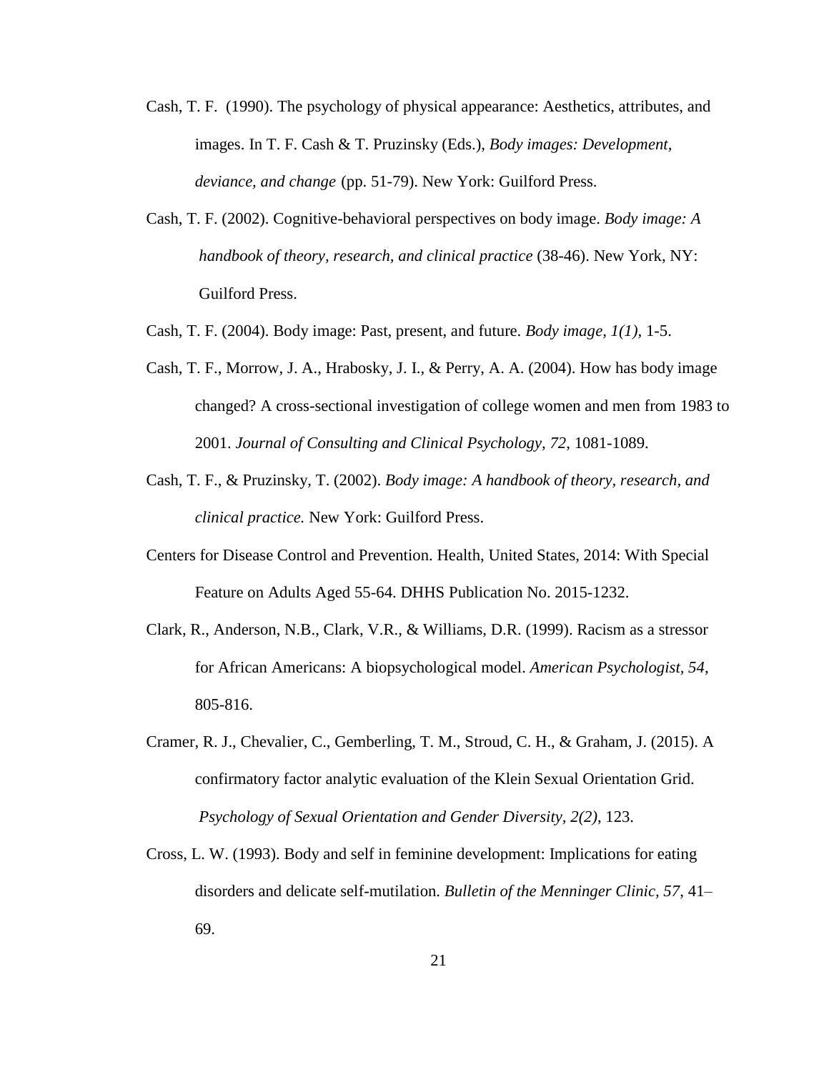Cash, T. F.  (1990). The psychology of physical appearance: Aesthetics, attributes, and images. In T. F. Cash & T. Pruzinsky (Eds.), *Body images: Development, deviance, and change* (pp. 51-79). New York: Guilford Press.

Cash, T. F. (2002). Cognitive-behavioral perspectives on body image. *Body image: A handbook of theory, research, and clinical practice* (38-46). New York, NY: Guilford Press.

Cash, T. F. (2004). Body image: Past, present, and future. *Body image, 1(1),* 1-5.

Cash, T. F., Morrow, J. A., Hrabosky, J. I., & Perry, A. A. (2004). How has body image changed? A cross-sectional investigation of college women and men from 1983 to 2001. *Journal of Consulting and Clinical Psychology, 72,* 1081-1089.

Cash, T. F., & Pruzinsky, T. (2002). *Body image: A handbook of theory, research, and clinical practice.* New York: Guilford Press.

Centers for Disease Control and Prevention. Health, United States, 2014: With Special Feature on Adults Aged 55-64. DHHS Publication No. 2015-1232.

Clark, R., Anderson, N.B., Clark, V.R., & Williams, D.R. (1999). Racism as a stressor for African Americans: A biopsychological model. *American Psychologist, 54*, 805-816.

Cramer, R. J., Chevalier, C., Gemberling, T. M., Stroud, C. H., & Graham, J. (2015). A confirmatory factor analytic evaluation of the Klein Sexual Orientation Grid. *Psychology of Sexual Orientation and Gender Diversity, 2(2)*, 123.

Cross, L. W. (1993). Body and self in feminine development: Implications for eating disorders and delicate self-mutilation. *Bulletin of the Menninger Clinic, 57*, 41–69.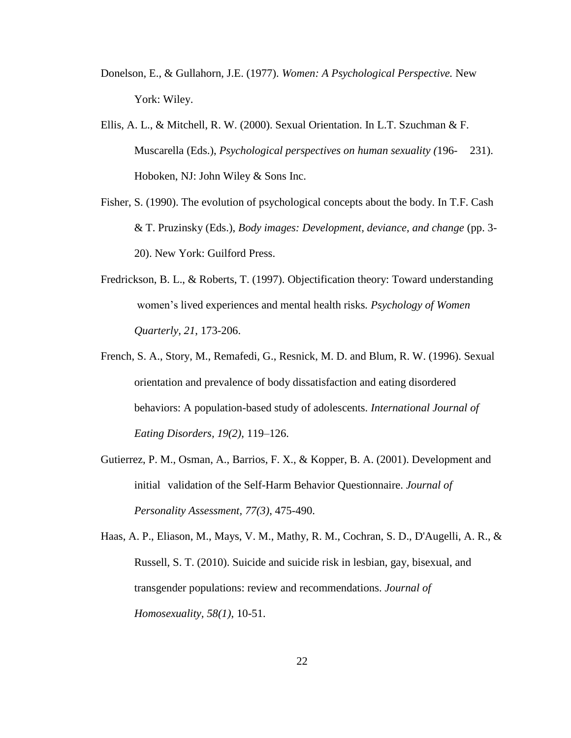Donelson, E., & Gullahorn, J.E. (1977). *Women: A Psychological Perspective.* New York: Wiley.

Ellis, A. L., & Mitchell, R. W. (2000). Sexual Orientation. In L.T. Szuchman & F. Muscarella (Eds.), *Psychological perspectives on human sexuality (*196- 231). Hoboken, NJ: John Wiley & Sons Inc.

Fisher, S. (1990). The evolution of psychological concepts about the body. In T.F. Cash & T. Pruzinsky (Eds.), *Body images: Development, deviance, and change* (pp. 3-20). New York: Guilford Press.

Fredrickson, B. L., & Roberts, T. (1997). Objectification theory: Toward understanding women's lived experiences and mental health risks. *Psychology of Women Quarterly, 21*, 173-206.

French, S. A., Story, M., Remafedi, G., Resnick, M. D. and Blum, R. W. (1996). Sexual orientation and prevalence of body dissatisfaction and eating disordered behaviors: A population-based study of adolescents. *International Journal of Eating Disorders, 19(2)*, 119–126.

Gutierrez, P. M., Osman, A., Barrios, F. X., & Kopper, B. A. (2001). Development and initial validation of the Self-Harm Behavior Questionnaire. *Journal of Personality Assessment, 77(3)*, 475-490.

Haas, A. P., Eliason, M., Mays, V. M., Mathy, R. M., Cochran, S. D., D'Augelli, A. R., & Russell, S. T. (2010). Suicide and suicide risk in lesbian, gay, bisexual, and transgender populations: review and recommendations. *Journal of Homosexuality, 58(1)*, 10-51.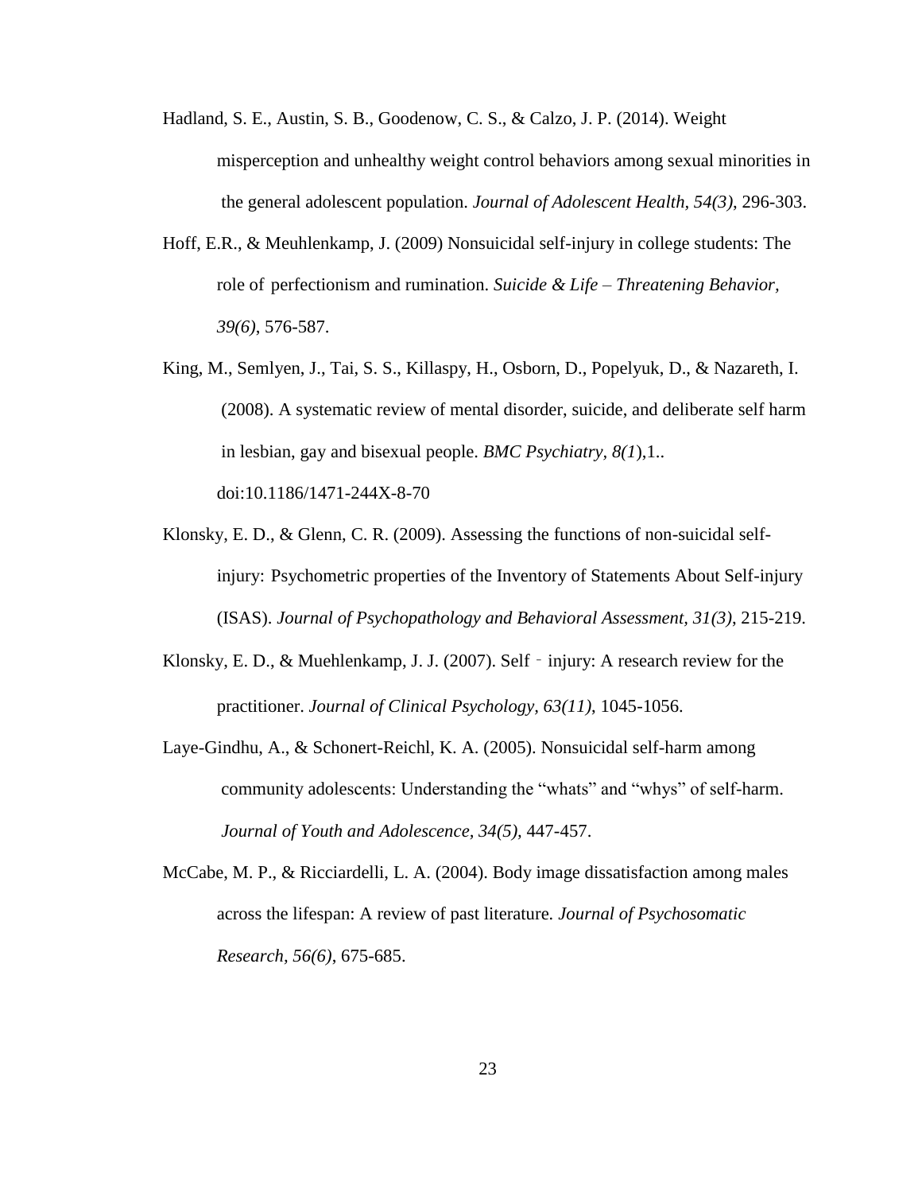Hadland, S. E., Austin, S. B., Goodenow, C. S., & Calzo, J. P. (2014). Weight misperception and unhealthy weight control behaviors among sexual minorities in the general adolescent population. *Journal of Adolescent Health, 54(3)*, 296-303.

Hoff, E.R., & Meuhlenkamp, J. (2009) Nonsuicidal self-injury in college students: The role of perfectionism and rumination. *Suicide & Life – Threatening Behavior, 39(6)*, 576-587.

King, M., Semlyen, J., Tai, S. S., Killaspy, H., Osborn, D., Popelyuk, D., & Nazareth, I. (2008). A systematic review of mental disorder, suicide, and deliberate self harm in lesbian, gay and bisexual people. *BMC Psychiatry, 8(1*),1.. doi:10.1186/1471-244X-8-70

Klonsky, E. D., & Glenn, C. R. (2009). Assessing the functions of non-suicidal self-injury: Psychometric properties of the Inventory of Statements About Self-injury (ISAS). *Journal of Psychopathology and Behavioral Assessment, 31(3)*, 215-219.

Klonsky, E. D., & Muehlenkamp, J. J. (2007). Self‐injury: A research review for the practitioner. *Journal of Clinical Psychology, 63(11)*, 1045-1056.

Laye-Gindhu, A., & Schonert-Reichl, K. A. (2005). Nonsuicidal self-harm among community adolescents: Understanding the "whats" and "whys" of self-harm. *Journal of Youth and Adolescence, 34(5)*, 447-457.

McCabe, M. P., & Ricciardelli, L. A. (2004). Body image dissatisfaction among males across the lifespan: A review of past literature. *Journal of Psychosomatic Research, 56(6)*, 675-685.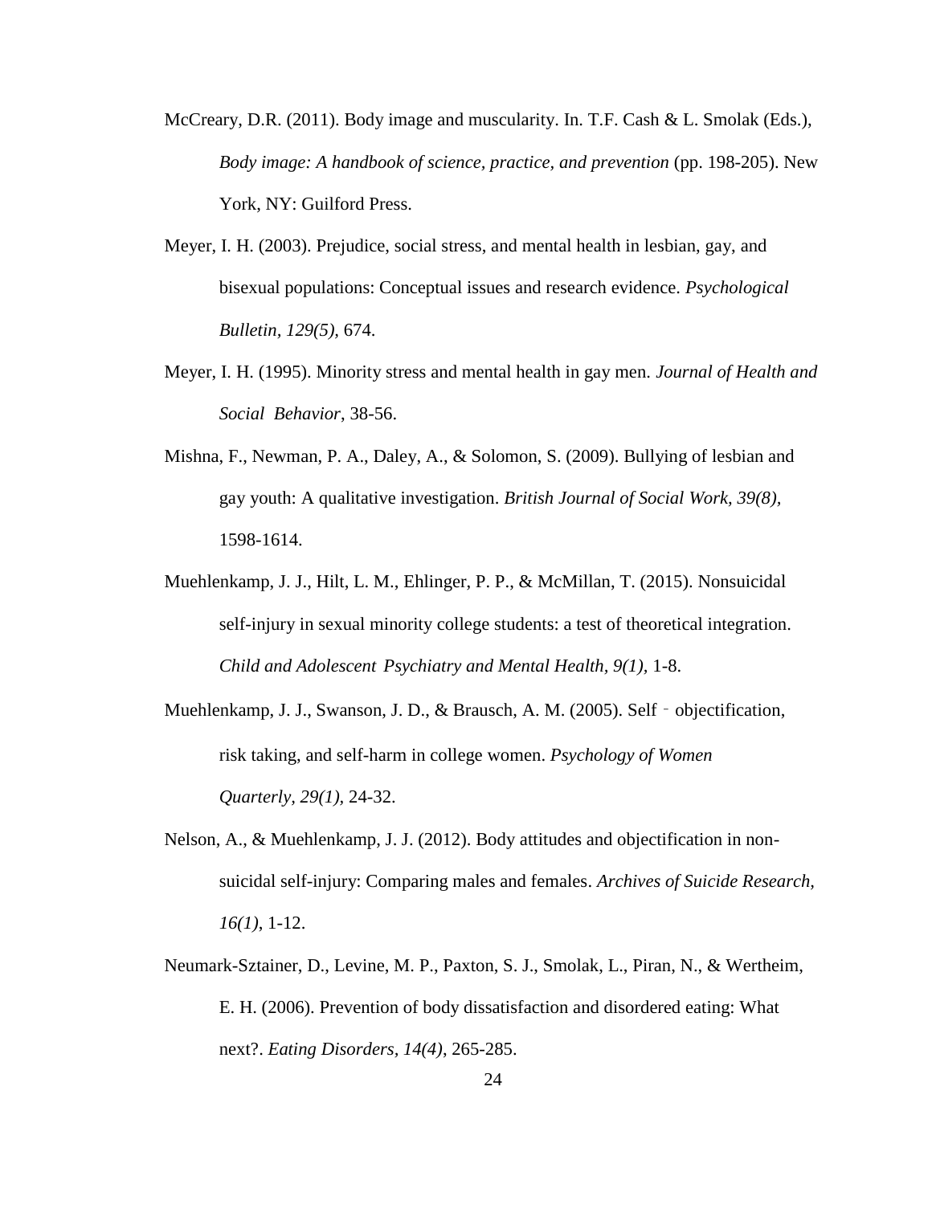McCreary, D.R. (2011). Body image and muscularity. In. T.F. Cash & L. Smolak (Eds.), *Body image: A handbook of science, practice, and prevention* (pp. 198-205). New York, NY: Guilford Press.

Meyer, I. H. (2003). Prejudice, social stress, and mental health in lesbian, gay, and bisexual populations: Conceptual issues and research evidence. *Psychological Bulletin, 129(5),* 674.

Meyer, I. H. (1995). Minority stress and mental health in gay men. *Journal of Health and Social Behavior*, 38-56.

Mishna, F., Newman, P. A., Daley, A., & Solomon, S. (2009). Bullying of lesbian and gay youth: A qualitative investigation. *British Journal of Social Work, 39(8),* 1598-1614.

Muehlenkamp, J. J., Hilt, L. M., Ehlinger, P. P., & McMillan, T. (2015). Nonsuicidal self-injury in sexual minority college students: a test of theoretical integration. *Child and Adolescent Psychiatry and Mental Health, 9(1),* 1-8.

Muehlenkamp, J. J., Swanson, J. D., & Brausch, A. M. (2005). Self‐objectification, risk taking, and self-harm in college women. *Psychology of Women Quarterly, 29(1),* 24-32.

Nelson, A., & Muehlenkamp, J. J. (2012). Body attitudes and objectification in non-suicidal self-injury: Comparing males and females. *Archives of Suicide Research, 16(1),* 1-12.

Neumark-Sztainer, D., Levine, M. P., Paxton, S. J., Smolak, L., Piran, N., & Wertheim, E. H. (2006). Prevention of body dissatisfaction and disordered eating: What next?. *Eating Disorders, 14(4),* 265-285.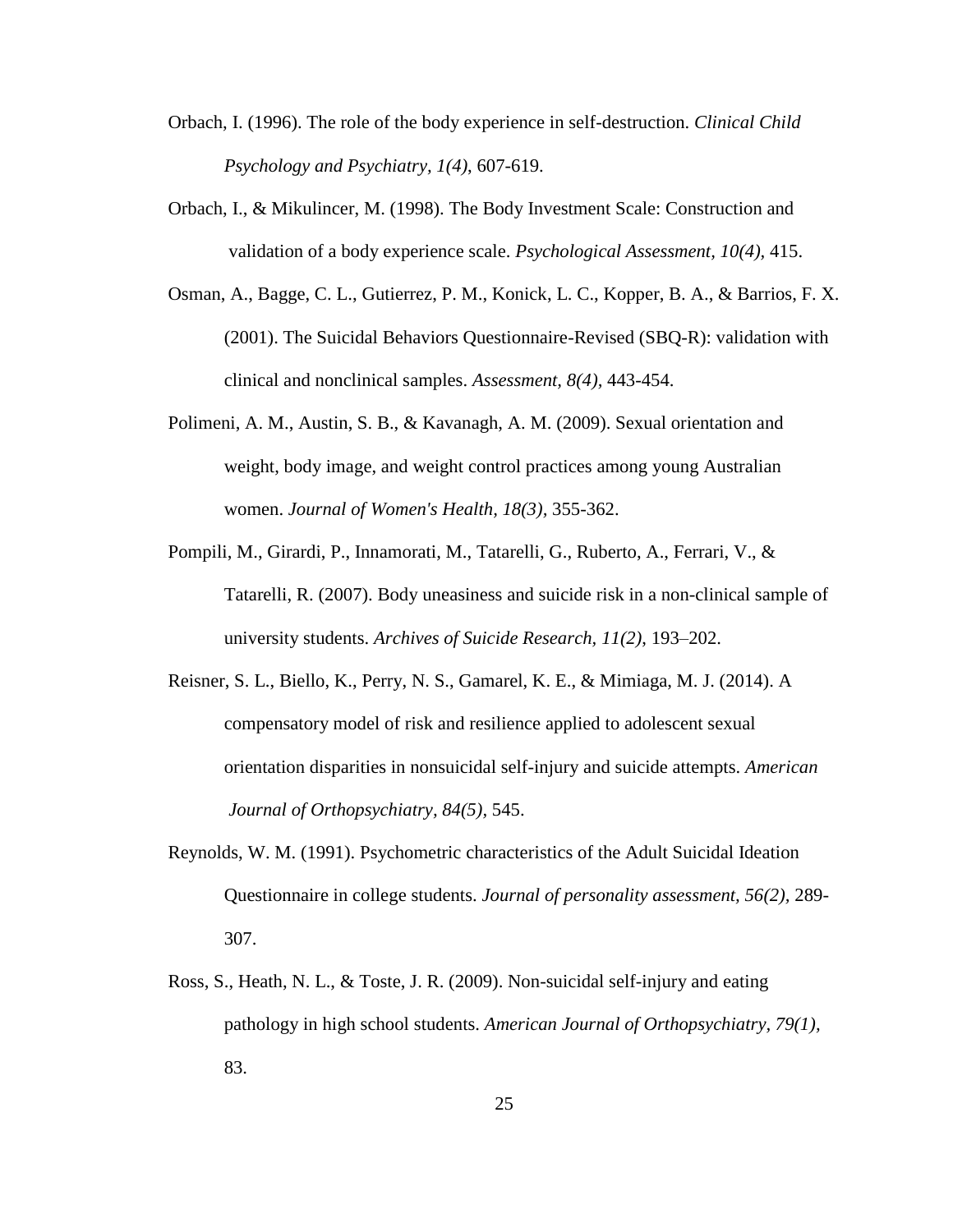Orbach, I. (1996). The role of the body experience in self-destruction. *Clinical Child Psychology and Psychiatry, 1(4),* 607-619.

Orbach, I., & Mikulincer, M. (1998). The Body Investment Scale: Construction and validation of a body experience scale. *Psychological Assessment, 10(4),* 415.

Osman, A., Bagge, C. L., Gutierrez, P. M., Konick, L. C., Kopper, B. A., & Barrios, F. X. (2001). The Suicidal Behaviors Questionnaire-Revised (SBQ-R): validation with clinical and nonclinical samples. *Assessment, 8(4),* 443-454.

Polimeni, A. M., Austin, S. B., & Kavanagh, A. M. (2009). Sexual orientation and weight, body image, and weight control practices among young Australian women. *Journal of Women's Health, 18(3),* 355-362.

Pompili, M., Girardi, P., Innamorati, M., Tatarelli, G., Ruberto, A., Ferrari, V., & Tatarelli, R. (2007). Body uneasiness and suicide risk in a non-clinical sample of university students. *Archives of Suicide Research, 11(2),* 193–202.

Reisner, S. L., Biello, K., Perry, N. S., Gamarel, K. E., & Mimiaga, M. J. (2014). A compensatory model of risk and resilience applied to adolescent sexual orientation disparities in nonsuicidal self-injury and suicide attempts. *American Journal of Orthopsychiatry, 84(5),* 545.

Reynolds, W. M. (1991). Psychometric characteristics of the Adult Suicidal Ideation Questionnaire in college students. *Journal of personality assessment, 56(2),* 289-307.

Ross, S., Heath, N. L., & Toste, J. R. (2009). Non-suicidal self-injury and eating pathology in high school students. *American Journal of Orthopsychiatry, 79(1),* 83.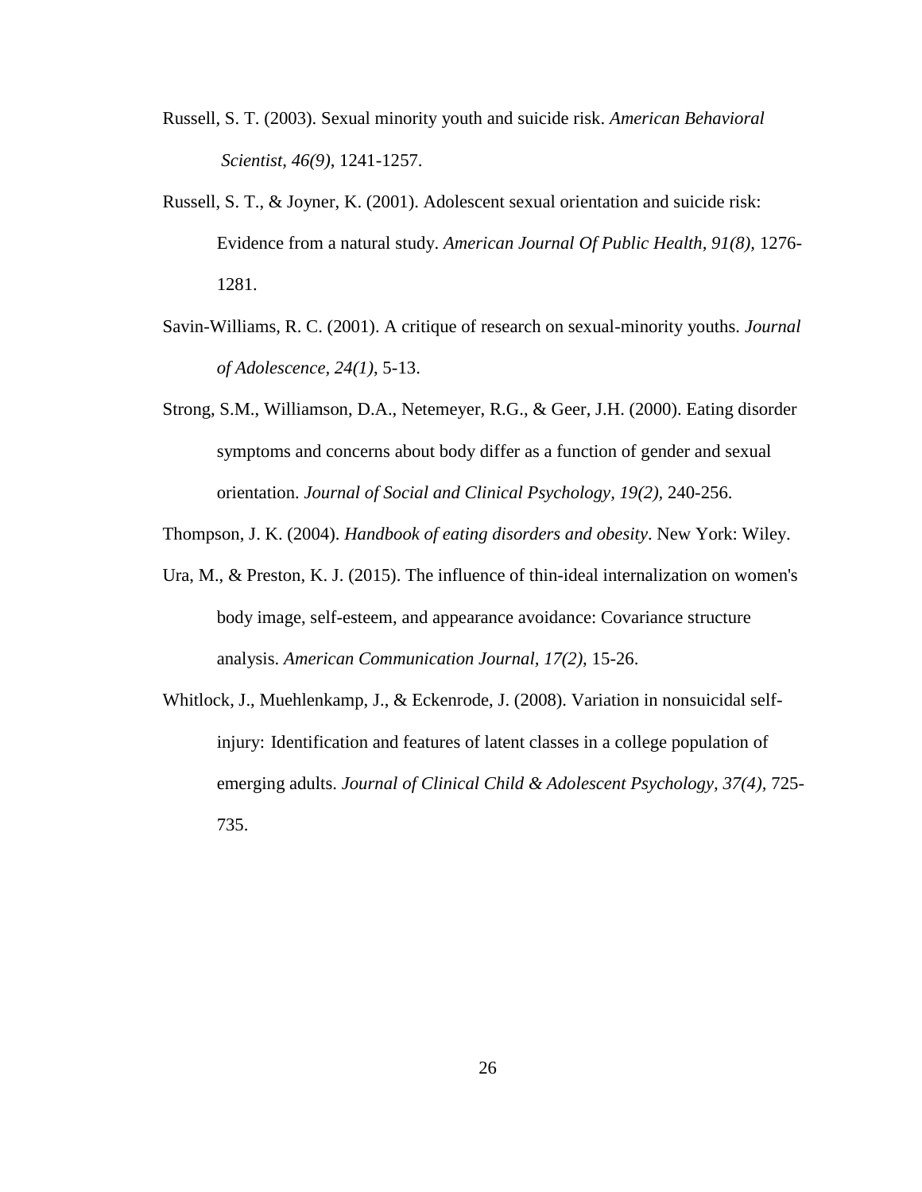Russell, S. T. (2003). Sexual minority youth and suicide risk. *American Behavioral Scientist, 46(9)*, 1241-1257.

Russell, S. T., & Joyner, K. (2001). Adolescent sexual orientation and suicide risk: Evidence from a natural study. *American Journal Of Public Health, 91(8),* 1276-1281.

Savin-Williams, R. C. (2001). A critique of research on sexual-minority youths. *Journal of Adolescence, 24(1)*, 5-13.

Strong, S.M., Williamson, D.A., Netemeyer, R.G., & Geer, J.H. (2000). Eating disorder symptoms and concerns about body differ as a function of gender and sexual orientation. *Journal of Social and Clinical Psychology, 19(2)*, 240-256.

Thompson, J. K. (2004). *Handbook of eating disorders and obesity*. New York: Wiley.

Ura, M., & Preston, K. J. (2015). The influence of thin-ideal internalization on women's body image, self-esteem, and appearance avoidance: Covariance structure analysis. *American Communication Journal, 17(2),* 15-26.

Whitlock, J., Muehlenkamp, J., & Eckenrode, J. (2008). Variation in nonsuicidal self-injury: Identification and features of latent classes in a college population of emerging adults. *Journal of Clinical Child & Adolescent Psychology, 37(4)*, 725-735.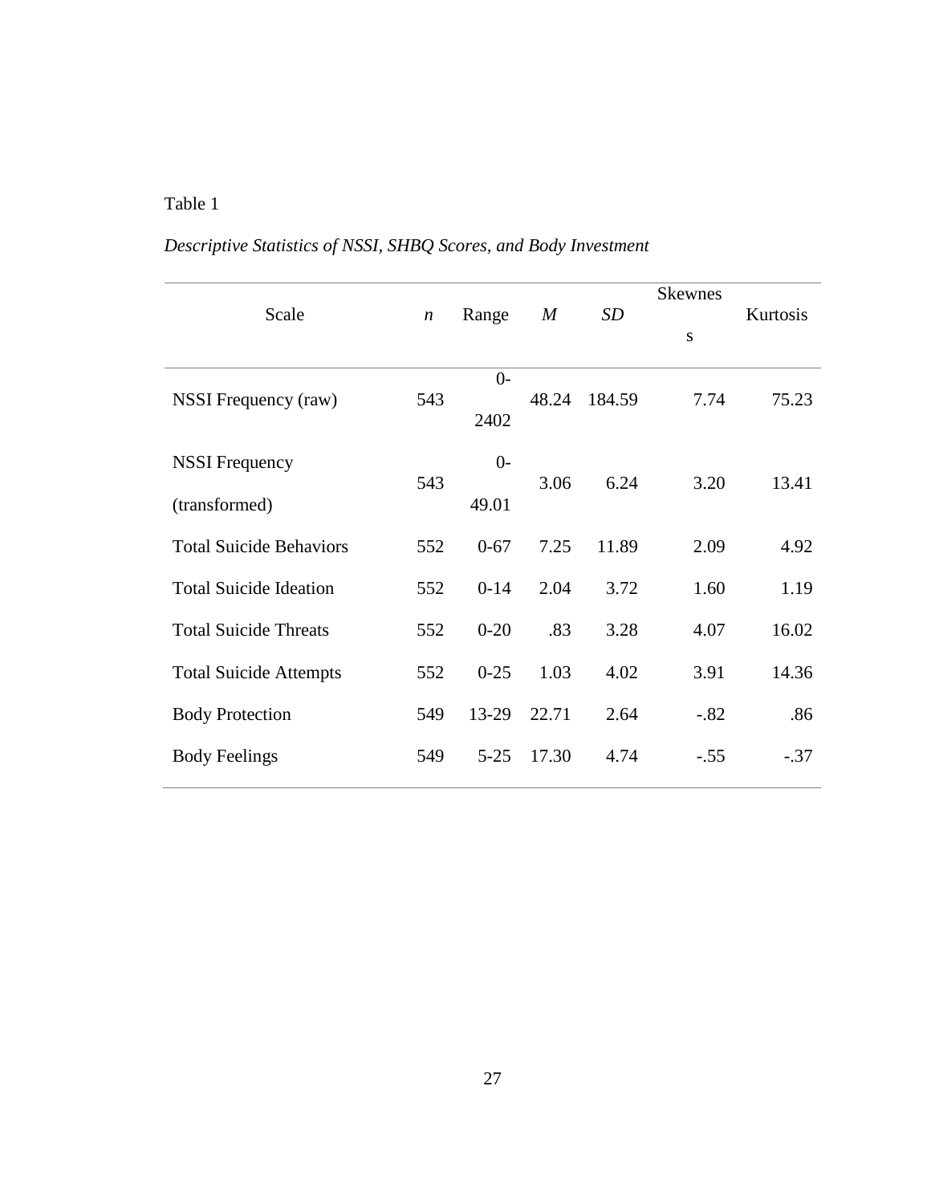Table 1

*Descriptive Statistics of NSSI, SHBQ Scores, and Body Investment*

| Scale | *n* | Range | *M* | *SD* | Skewness | Kurtosis |
|---|---|---|---|---|---|---|
| NSSI Frequency (raw) | 543 | 0-2402 | 48.24 | 184.59 | 7.74 | 75.23 |
| NSSI Frequency (transformed) | 543 | 0-49.01 | 3.06 | 6.24 | 3.20 | 13.41 |
| Total Suicide Behaviors | 552 | 0-67 | 7.25 | 11.89 | 2.09 | 4.92 |
| Total Suicide Ideation | 552 | 0-14 | 2.04 | 3.72 | 1.60 | 1.19 |
| Total Suicide Threats | 552 | 0-20 | .83 | 3.28 | 4.07 | 16.02 |
| Total Suicide Attempts | 552 | 0-25 | 1.03 | 4.02 | 3.91 | 14.36 |
| Body Protection | 549 | 13-29 | 22.71 | 2.64 | -.82 | .86 |
| Body Feelings | 549 | 5-25 | 17.30 | 4.74 | -.55 | -.37 |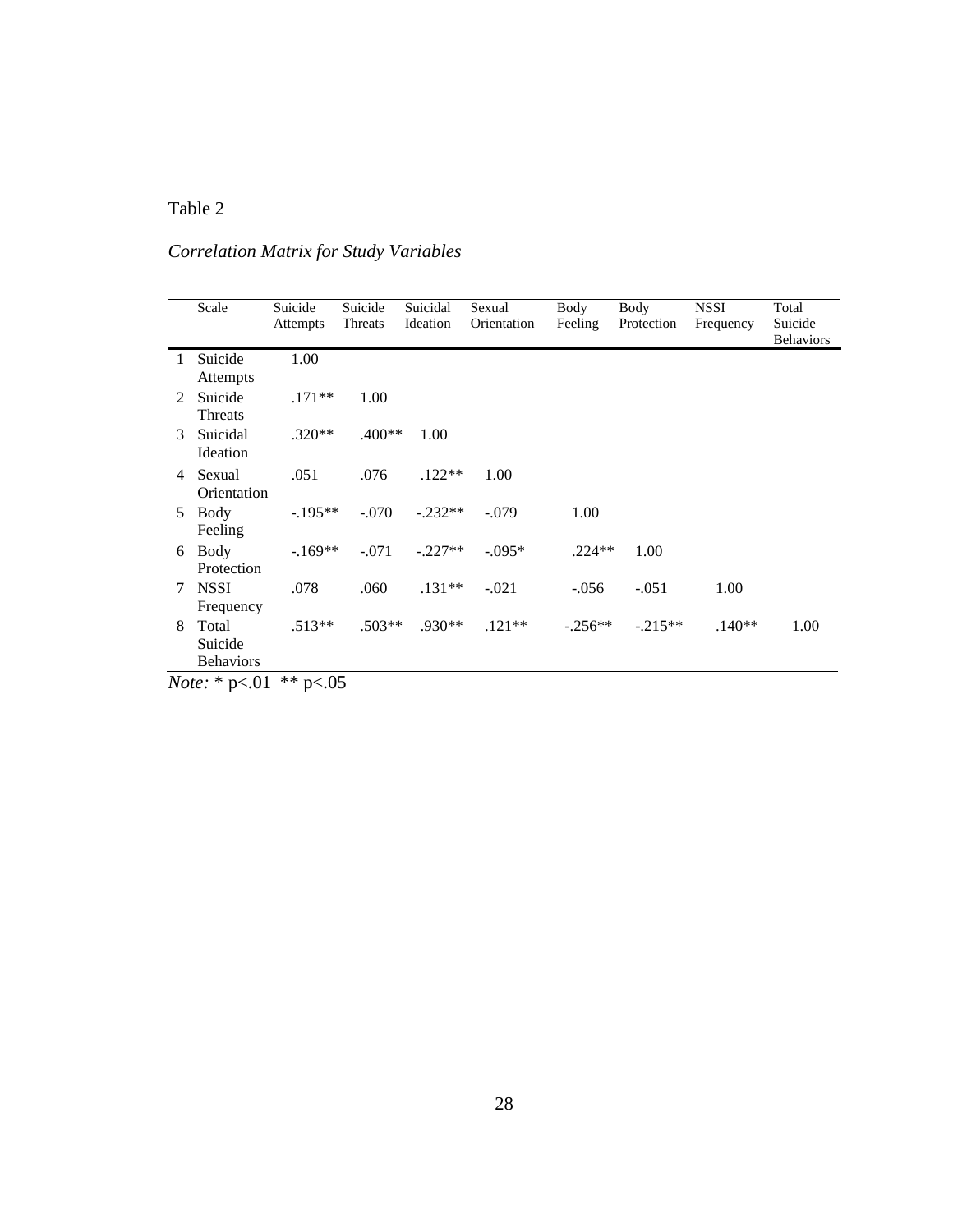Table 2

*Correlation Matrix for Study Variables*

| | Scale | Suicide Attempts | Suicide Threats | Suicidal Ideation | Sexual Orientation | Body Feeling | Body Protection | NSSI Frequency | Total Suicide Behaviors |
|---|---|---|---|---|---|---|---|---|---|
| 1 | Suicide Attempts | 1.00 | | | | | | | |
| 2 | Suicide Threats | .171** | 1.00 | | | | | | |
| 3 | Suicidal Ideation | .320** | .400** | 1.00 | | | | | |
| 4 | Sexual Orientation | .051 | .076 | .122** | 1.00 | | | | |
| 5 | Body Feeling | -.195** | -.070 | -.232** | -.079 | 1.00 | | | |
| 6 | Body Protection | -.169** | -.071 | -.227** | -.095* | .224** | 1.00 | | |
| 7 | NSSI Frequency | .078 | .060 | .131** | -.021 | -.056 | -.051 | 1.00 | |
| 8 | Total Suicide Behaviors | .513** | .503** | .930** | .121** | -.256** | -.215** | .140** | 1.00 |

*Note:* * p<.01 ** p<.05